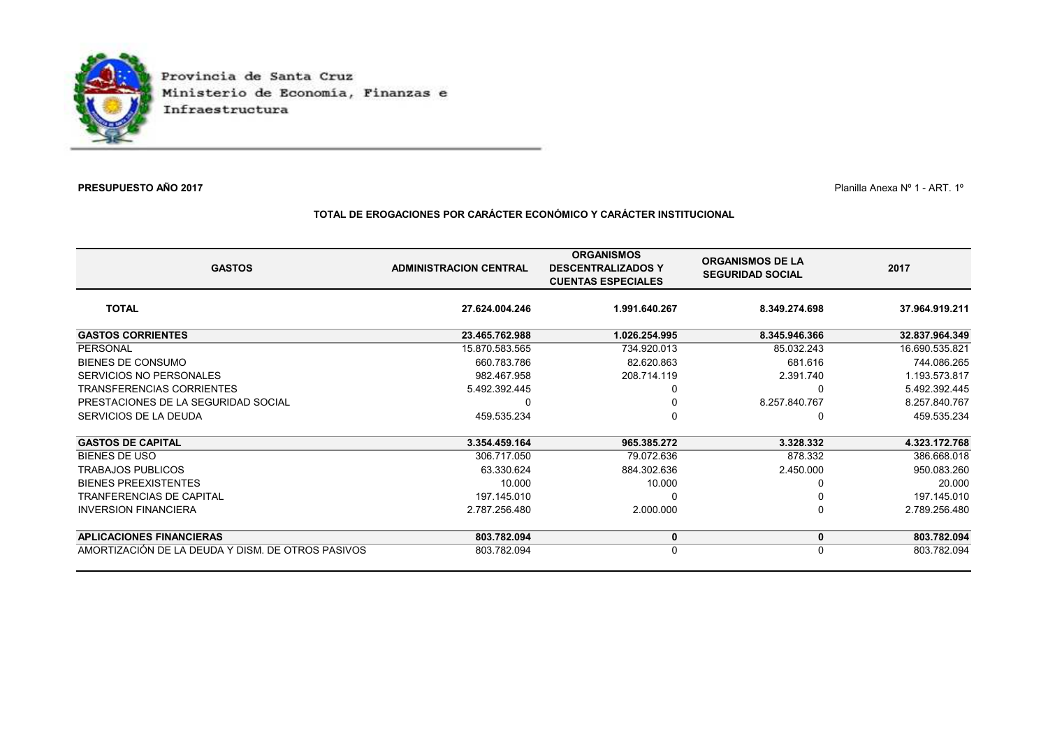Provincia de Santa Cruz
Ministerio de Economía, Finanzas e Infraestructura

**PRESUPUESTO AÑO 2017**

Planilla Anexa Nº 1 - ART. 1º

## TOTAL DE EROGACIONES POR CARÁCTER ECONÓMICO Y CARÁCTER INSTITUCIONAL

| GASTOS | ADMINISTRACION CENTRAL | ORGANISMOS DESCENTRALIZADOS Y CUENTAS ESPECIALES | ORGANISMOS DE LA SEGURIDAD SOCIAL | 2017 |
|---|---|---|---|---|
| **TOTAL** | **27.624.004.246** | **1.991.640.267** | **8.349.274.698** | **37.964.919.211** |
| **GASTOS CORRIENTES** | **23.465.762.988** | **1.026.254.995** | **8.345.946.366** | **32.837.964.349** |
| PERSONAL | 15.870.583.565 | 734.920.013 | 85.032.243 | 16.690.535.821 |
| BIENES DE CONSUMO | 660.783.786 | 82.620.863 | 681.616 | 744.086.265 |
| SERVICIOS NO PERSONALES | 982.467.958 | 208.714.119 | 2.391.740 | 1.193.573.817 |
| TRANSFERENCIAS CORRIENTES | 5.492.392.445 | 0 | 0 | 5.492.392.445 |
| PRESTACIONES DE LA SEGURIDAD SOCIAL | 0 | 0 | 8.257.840.767 | 8.257.840.767 |
| SERVICIOS DE LA DEUDA | 459.535.234 | 0 | 0 | 459.535.234 |
| **GASTOS DE CAPITAL** | **3.354.459.164** | **965.385.272** | **3.328.332** | **4.323.172.768** |
| BIENES DE USO | 306.717.050 | 79.072.636 | 878.332 | 386.668.018 |
| TRABAJOS PUBLICOS | 63.330.624 | 884.302.636 | 2.450.000 | 950.083.260 |
| BIENES PREEXISTENTES | 10.000 | 10.000 | 0 | 20.000 |
| TRANFERENCIAS DE CAPITAL | 197.145.010 | 0 | 0 | 197.145.010 |
| INVERSION FINANCIERA | 2.787.256.480 | 2.000.000 | 0 | 2.789.256.480 |
| **APLICACIONES FINANCIERAS** | **803.782.094** | **0** | **0** | **803.782.094** |
| AMORTIZACIÓN DE LA DEUDA Y DISM. DE OTROS PASIVOS | 803.782.094 | 0 | 0 | 803.782.094 |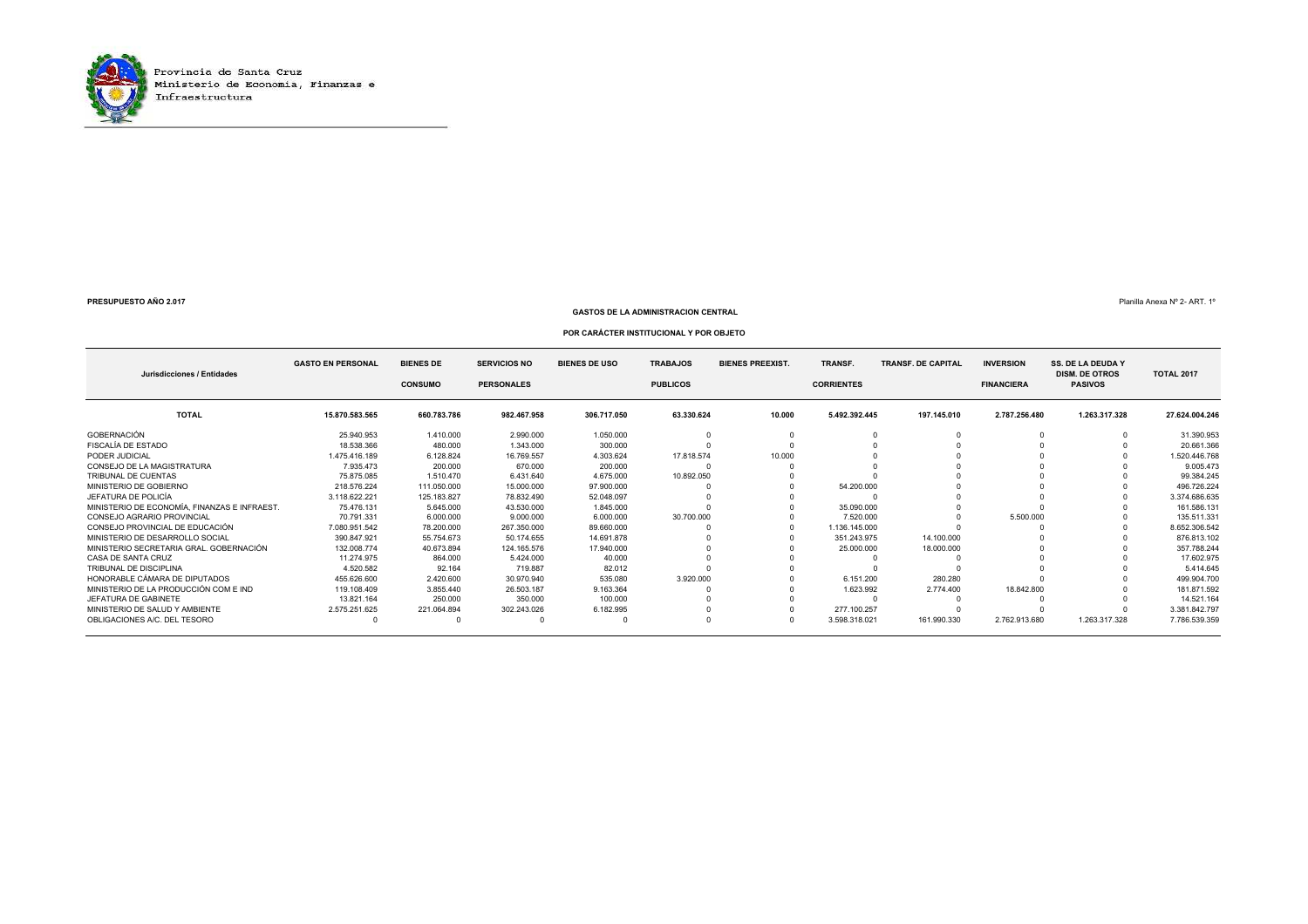Provincia de Santa Cruz
Ministerio de Economía, Finanzas e Infraestructura

**PRESUPUESTO AÑO 2.017**

Planilla Anexa Nº 2- ART. 1º

**GASTOS DE LA ADMINISTRACION CENTRAL**

**POR CARÁCTER INSTITUCIONAL Y POR OBJETO**

| Jurisdicciones / Entidades | GASTO EN PERSONAL | BIENES DE CONSUMO | SERVICIOS NO PERSONALES | BIENES DE USO | TRABAJOS PUBLICOS | BIENES PREEXIST. | TRANSF. CORRIENTES | TRANSF. DE CAPITAL | INVERSION FINANCIERA | SS. DE LA DEUDA Y DISM. DE OTROS PASIVOS | TOTAL 2017 |
|---|---|---|---|---|---|---|---|---|---|---|---|
| **TOTAL** | **15.870.583.565** | **660.783.786** | **982.467.958** | **306.717.050** | **63.330.624** | **10.000** | **5.492.392.445** | **197.145.010** | **2.787.256.480** | **1.263.317.328** | **27.624.004.246** |
| GOBERNACIÓN | 25.940.953 | 1.410.000 | 2.990.000 | 1.050.000 | 0 | 0 | 0 | 0 | 0 | 0 | 31.390.953 |
| FISCALÍA DE ESTADO | 18.538.366 | 480.000 | 1.343.000 | 300.000 | 0 | 0 | 0 | 0 | 0 | 0 | 20.661.366 |
| PODER JUDICIAL | 1.475.416.189 | 6.128.824 | 16.769.557 | 4.303.624 | 17.818.574 | 10.000 | 0 | 0 | 0 | 0 | 1.520.446.768 |
| CONSEJO DE LA MAGISTRATURA | 7.935.473 | 200.000 | 670.000 | 200.000 | 0 | 0 | 0 | 0 | 0 | 0 | 9.005.473 |
| TRIBUNAL DE CUENTAS | 75.875.085 | 1.510.470 | 6.431.640 | 4.675.000 | 10.892.050 | 0 | 0 | 0 | 0 | 0 | 99.384.245 |
| MINISTERIO DE GOBIERNO | 218.576.224 | 111.050.000 | 15.000.000 | 97.900.000 | 0 | 0 | 54.200.000 | 0 | 0 | 0 | 496.726.224 |
| JEFATURA DE POLICÍA | 3.118.622.221 | 125.183.827 | 78.832.490 | 52.048.097 | 0 | 0 | 0 | 0 | 0 | 0 | 3.374.686.635 |
| MINISTERIO DE ECONOMÍA, FINANZAS E INFRAEST. | 75.476.131 | 5.645.000 | 43.530.000 | 1.845.000 | 0 | 0 | 35.090.000 | 0 | 0 | 0 | 161.586.131 |
| CONSEJO AGRARIO PROVINCIAL | 70.791.331 | 6.000.000 | 9.000.000 | 6.000.000 | 30.700.000 | 0 | 7.520.000 | 0 | 5.500.000 | 0 | 135.511.331 |
| CONSEJO PROVINCIAL DE EDUCACIÓN | 7.080.951.542 | 78.200.000 | 267.350.000 | 89.660.000 | 0 | 0 | 1.136.145.000 | 0 | 0 | 0 | 8.652.306.542 |
| MINISTERIO DE DESARROLLO SOCIAL | 390.847.921 | 55.754.673 | 50.174.655 | 14.691.878 | 0 | 0 | 351.243.975 | 14.100.000 | 0 | 0 | 876.813.102 |
| MINISTERIO SECRETARIA GRAL. GOBERNACIÓN | 132.008.774 | 40.673.894 | 124.165.576 | 17.940.000 | 0 | 0 | 25.000.000 | 18.000.000 | 0 | 0 | 357.788.244 |
| CASA DE SANTA CRUZ | 11.274.975 | 864.000 | 5.424.000 | 40.000 | 0 | 0 | 0 | 0 | 0 | 0 | 17.602.975 |
| TRIBUNAL DE DISCIPLINA | 4.520.582 | 92.164 | 719.887 | 82.012 | 0 | 0 | 0 | 0 | 0 | 0 | 5.414.645 |
| HONORABLE CÁMARA DE DIPUTADOS | 455.626.600 | 2.420.600 | 30.970.940 | 535.080 | 3.920.000 | 0 | 6.151.200 | 280.280 | 0 | 0 | 499.904.700 |
| MINISTERIO DE LA PRODUCCIÓN COM E IND | 119.108.409 | 3.855.440 | 26.503.187 | 9.163.364 | 0 | 0 | 1.623.992 | 2.774.400 | 18.842.800 | 0 | 181.871.592 |
| JEFATURA DE GABINETE | 13.821.164 | 250.000 | 350.000 | 100.000 | 0 | 0 | 0 | 0 | 0 | 0 | 14.521.164 |
| MINISTERIO DE SALUD Y AMBIENTE | 2.575.251.625 | 221.064.894 | 302.243.026 | 6.182.995 | 0 | 0 | 277.100.257 | 0 | 0 | 0 | 3.381.842.797 |
| OBLIGACIONES A/C. DEL TESORO | 0 | 0 | 0 | 0 | 0 | 0 | 3.598.318.021 | 161.990.330 | 2.762.913.680 | 1.263.317.328 | 7.786.539.359 |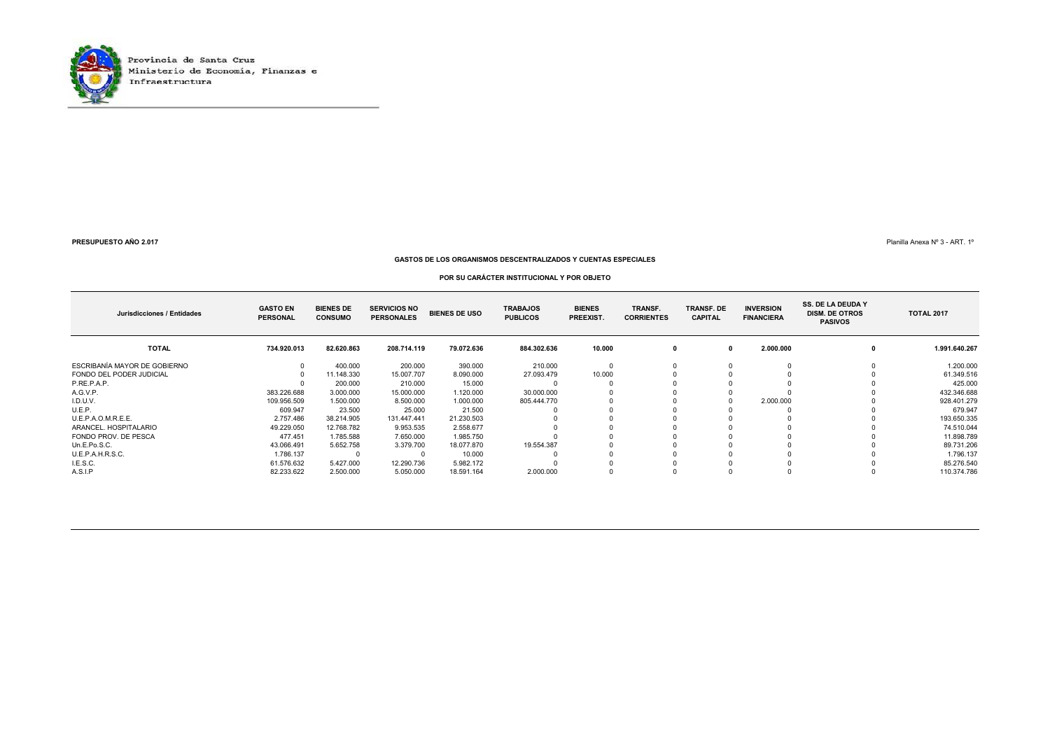Provincia de Santa Cruz
Ministerio de Economía, Finanzas e Infraestructura

**PRESUPUESTO AÑO 2.017**

Planilla Anexa Nº 3 - ART. 1º

**GASTOS DE LOS ORGANISMOS DESCENTRALIZADOS Y CUENTAS ESPECIALES**

**POR SU CARÁCTER INSTITUCIONAL Y POR OBJETO**

| Jurisdicciones / Entidades | GASTO EN PERSONAL | BIENES DE CONSUMO | SERVICIOS NO PERSONALES | BIENES DE USO | TRABAJOS PUBLICOS | BIENES PREEXIST. | TRANSF. CORRIENTES | TRANSF. DE CAPITAL | INVERSION FINANCIERA | SS. DE LA DEUDA Y DISM. DE OTROS PASIVOS | TOTAL 2017 |
|---|---|---|---|---|---|---|---|---|---|---|---|
| **TOTAL** | **734.920.013** | **82.620.863** | **208.714.119** | **79.072.636** | **884.302.636** | **10.000** | **0** | **0** | **2.000.000** | **0** | **1.991.640.267** |
| ESCRIBANÍA MAYOR DE GOBIERNO | 0 | 400.000 | 200.000 | 390.000 | 210.000 | 0 | 0 | 0 | 0 | 0 | 1.200.000 |
| FONDO DEL PODER JUDICIAL | 0 | 11.148.330 | 15.007.707 | 8.090.000 | 27.093.479 | 10.000 | 0 | 0 | 0 | 0 | 61.349.516 |
| P.RE.P.A.P. | 0 | 200.000 | 210.000 | 15.000 | 0 | 0 | 0 | 0 | 0 | 0 | 425.000 |
| A.G.V.P. | 383.226.688 | 3.000.000 | 15.000.000 | 1.120.000 | 30.000.000 | 0 | 0 | 0 | 0 | 0 | 432.346.688 |
| I.D.U.V. | 109.956.509 | 1.500.000 | 8.500.000 | 1.000.000 | 805.444.770 | 0 | 0 | 0 | 2.000.000 | 0 | 928.401.279 |
| U.E.P. | 609.947 | 23.500 | 25.000 | 21.500 | 0 | 0 | 0 | 0 | 0 | 0 | 679.947 |
| U.E.P.A.O.M.R.E.E. | 2.757.486 | 38.214.905 | 131.447.441 | 21.230.503 | 0 | 0 | 0 | 0 | 0 | 0 | 193.650.335 |
| ARANCEL. HOSPITALARIO | 49.229.050 | 12.768.782 | 9.953.535 | 2.558.677 | 0 | 0 | 0 | 0 | 0 | 0 | 74.510.044 |
| FONDO PROV. DE PESCA | 477.451 | 1.785.588 | 7.650.000 | 1.985.750 | 0 | 0 | 0 | 0 | 0 | 0 | 11.898.789 |
| Un.E.Po.S.C. | 43.066.491 | 5.652.758 | 3.379.700 | 18.077.870 | 19.554.387 | 0 | 0 | 0 | 0 | 0 | 89.731.206 |
| U.E.P.A.H.R.S.C. | 1.786.137 | 0 | 0 | 10.000 | 0 | 0 | 0 | 0 | 0 | 0 | 1.796.137 |
| I.E.S.C. | 61.576.632 | 5.427.000 | 12.290.736 | 5.982.172 | 0 | 0 | 0 | 0 | 0 | 0 | 85.276.540 |
| A.S.I.P | 82.233.622 | 2.500.000 | 5.050.000 | 18.591.164 | 2.000.000 | 0 | 0 | 0 | 0 | 0 | 110.374.786 |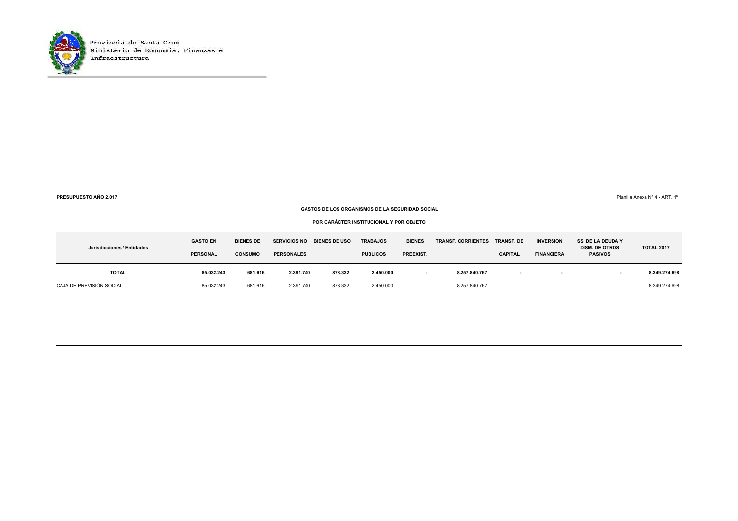Provincia de Santa Cruz
Ministerio de Economía, Finanzas e Infraestructura

**PRESUPUESTO AÑO 2.017**

Planilla Anexa Nº 4 - ART. 1º

**GASTOS DE LOS ORGANISMOS DE LA SEGURIDAD SOCIAL**

**POR CARÁCTER INSTITUCIONAL Y POR OBJETO**

| Jurisdicciones / Entidades | GASTO EN PERSONAL | BIENES DE CONSUMO | SERVICIOS NO PERSONALES | BIENES DE USO | TRABAJOS PUBLICOS | BIENES PREEXIST. | TRANSF. CORRIENTES | TRANSF. DE CAPITAL | INVERSION FINANCIERA | SS. DE LA DEUDA Y DISM. DE OTROS PASIVOS | TOTAL 2017 |
|---|---|---|---|---|---|---|---|---|---|---|---|
| **TOTAL** | **85.032.243** | **681.616** | **2.391.740** | **878.332** | **2.450.000** | **-** | **8.257.840.767** | **-** | **-** | **-** | **8.349.274.698** |
| CAJA DE PREVISIÓN SOCIAL | 85.032.243 | 681.616 | 2.391.740 | 878.332 | 2.450.000 | - | 8.257.840.767 | - | - | - | 8.349.274.698 |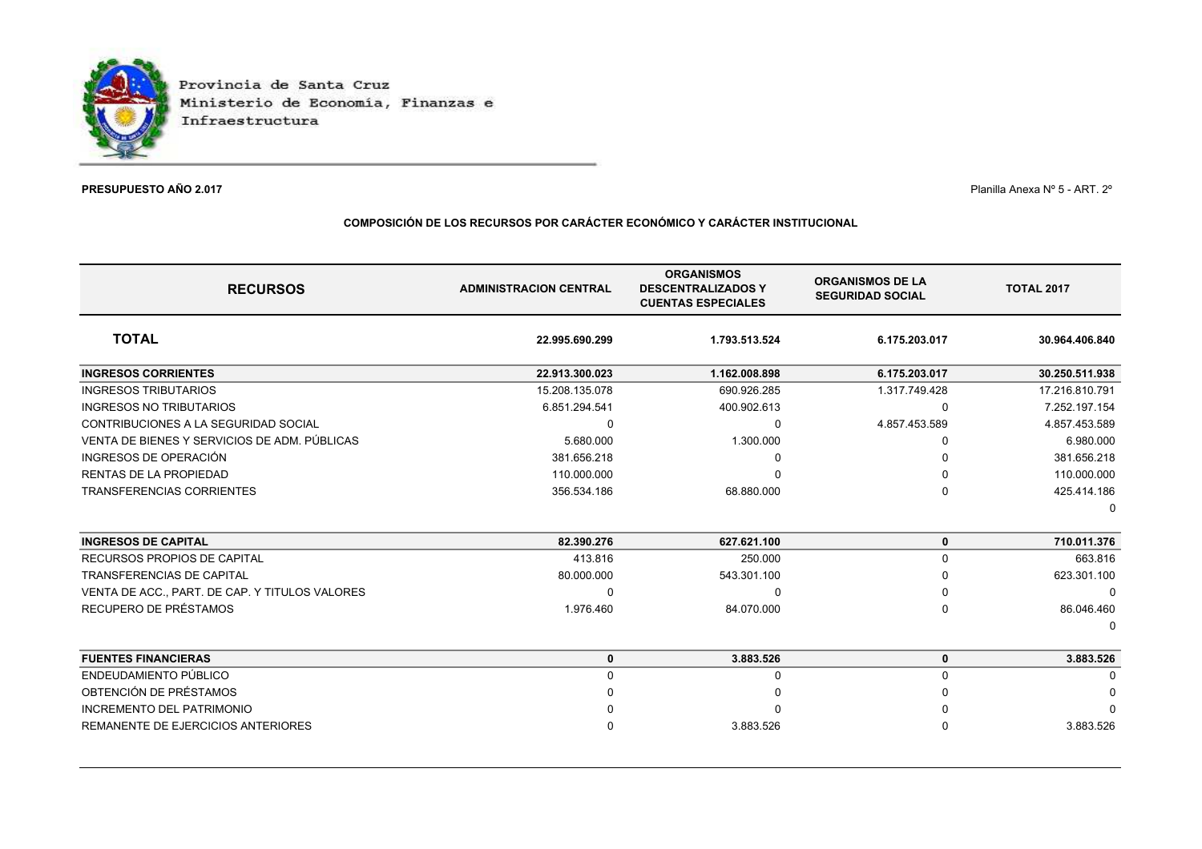Provincia de Santa Cruz
Ministerio de Economía, Finanzas e Infraestructura

**PRESUPUESTO AÑO 2.017**

Planilla Anexa Nº 5 - ART. 2º

**COMPOSICIÓN DE LOS RECURSOS POR CARÁCTER ECONÓMICO Y CARÁCTER INSTITUCIONAL**

| RECURSOS | ADMINISTRACION CENTRAL | ORGANISMOS DESCENTRALIZADOS Y CUENTAS ESPECIALES | ORGANISMOS DE LA SEGURIDAD SOCIAL | TOTAL 2017 |
|---|---|---|---|---|
| **TOTAL** | **22.995.690.299** | **1.793.513.524** | **6.175.203.017** | **30.964.406.840** |
| **INGRESOS CORRIENTES** | **22.913.300.023** | **1.162.008.898** | **6.175.203.017** | **30.250.511.938** |
| INGRESOS TRIBUTARIOS | 15.208.135.078 | 690.926.285 | 1.317.749.428 | 17.216.810.791 |
| INGRESOS NO TRIBUTARIOS | 6.851.294.541 | 400.902.613 | 0 | 7.252.197.154 |
| CONTRIBUCIONES A LA SEGURIDAD SOCIAL | 0 | 0 | 4.857.453.589 | 4.857.453.589 |
| VENTA DE BIENES Y SERVICIOS DE ADM. PÚBLICAS | 5.680.000 | 1.300.000 | 0 | 6.980.000 |
| INGRESOS DE OPERACIÓN | 381.656.218 | 0 | 0 | 381.656.218 |
| RENTAS DE LA PROPIEDAD | 110.000.000 | 0 | 0 | 110.000.000 |
| TRANSFERENCIAS CORRIENTES | 356.534.186 | 68.880.000 | 0 | 425.414.186 |
| | | | | 0 |
| **INGRESOS DE CAPITAL** | **82.390.276** | **627.621.100** | **0** | **710.011.376** |
| RECURSOS PROPIOS DE CAPITAL | 413.816 | 250.000 | 0 | 663.816 |
| TRANSFERENCIAS DE CAPITAL | 80.000.000 | 543.301.100 | 0 | 623.301.100 |
| VENTA DE ACC., PART. DE CAP. Y TITULOS VALORES | 0 | 0 | 0 | 0 |
| RECUPERO DE PRÉSTAMOS | 1.976.460 | 84.070.000 | 0 | 86.046.460 |
| | | | | 0 |
| **FUENTES FINANCIERAS** | **0** | **3.883.526** | **0** | **3.883.526** |
| ENDEUDAMIENTO PÚBLICO | 0 | 0 | 0 | 0 |
| OBTENCIÓN DE PRÉSTAMOS | 0 | 0 | 0 | 0 |
| INCREMENTO DEL PATRIMONIO | 0 | 0 | 0 | 0 |
| REMANENTE DE EJERCICIOS ANTERIORES | 0 | 3.883.526 | 0 | 3.883.526 |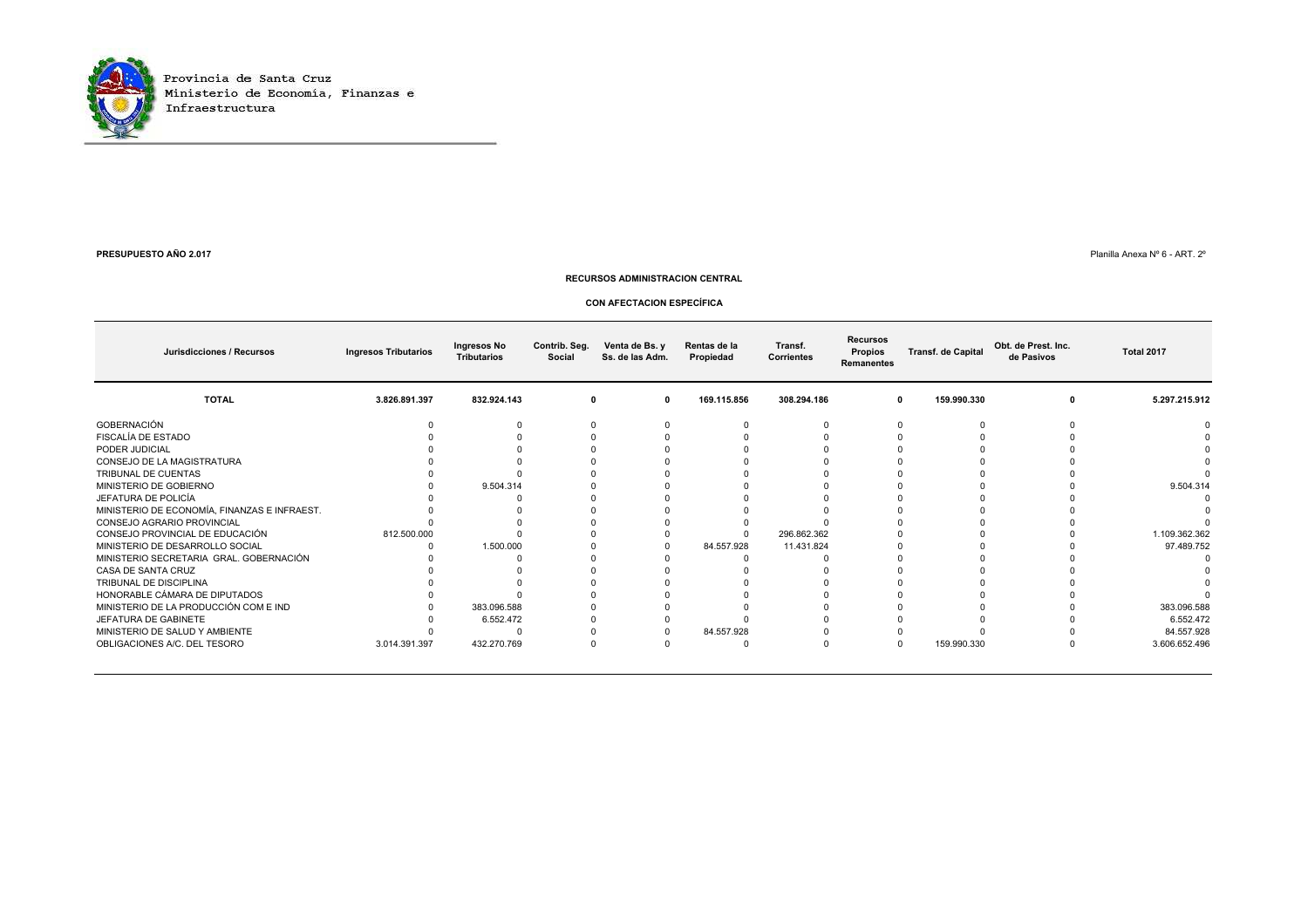Provincia de Santa Cruz
Ministerio de Economía, Finanzas e Infraestructura

**PRESUPUESTO AÑO 2.017**

Planilla Anexa Nº 6 - ART. 2º

### RECURSOS ADMINISTRACION CENTRAL

### CON AFECTACION ESPECÍFICA

| Jurisdicciones / Recursos | Ingresos Tributarios | Ingresos No Tributarios | Contrib. Seg. Social | Venta de Bs. y Ss. de las Adm. | Rentas de la Propiedad | Transf. Corrientes | Recursos Propios Remanentes | Transf. de Capital | Obt. de Prest. Inc. de Pasivos | Total 2017 |
|---|---|---|---|---|---|---|---|---|---|---|
| **TOTAL** | **3.826.891.397** | **832.924.143** | **0** | **0** | **169.115.856** | **308.294.186** | **0** | **159.990.330** | **0** | **5.297.215.912** |
| GOBERNACIÓN | 0 | 0 | 0 | 0 | 0 | 0 | 0 | 0 | 0 | 0 |
| FISCALÍA DE ESTADO | 0 | 0 | 0 | 0 | 0 | 0 | 0 | 0 | 0 | 0 |
| PODER JUDICIAL | 0 | 0 | 0 | 0 | 0 | 0 | 0 | 0 | 0 | 0 |
| CONSEJO DE LA MAGISTRATURA | 0 | 0 | 0 | 0 | 0 | 0 | 0 | 0 | 0 | 0 |
| TRIBUNAL DE CUENTAS | 0 | 0 | 0 | 0 | 0 | 0 | 0 | 0 | 0 | 0 |
| MINISTERIO DE GOBIERNO | 0 | 9.504.314 | 0 | 0 | 0 | 0 | 0 | 0 | 0 | 9.504.314 |
| JEFATURA DE POLICÍA | 0 | 0 | 0 | 0 | 0 | 0 | 0 | 0 | 0 | 0 |
| MINISTERIO DE ECONOMÍA, FINANZAS E INFRAEST. | 0 | 0 | 0 | 0 | 0 | 0 | 0 | 0 | 0 | 0 |
| CONSEJO AGRARIO PROVINCIAL | 0 | 0 | 0 | 0 | 0 | 0 | 0 | 0 | 0 | 0 |
| CONSEJO PROVINCIAL DE EDUCACIÓN | 812.500.000 | 0 | 0 | 0 | 0 | 296.862.362 | 0 | 0 | 0 | 1.109.362.362 |
| MINISTERIO DE DESARROLLO SOCIAL | 0 | 1.500.000 | 0 | 0 | 84.557.928 | 11.431.824 | 0 | 0 | 0 | 97.489.752 |
| MINISTERIO SECRETARIA GRAL. GOBERNACIÓN | 0 | 0 | 0 | 0 | 0 | 0 | 0 | 0 | 0 | 0 |
| CASA DE SANTA CRUZ | 0 | 0 | 0 | 0 | 0 | 0 | 0 | 0 | 0 | 0 |
| TRIBUNAL DE DISCIPLINA | 0 | 0 | 0 | 0 | 0 | 0 | 0 | 0 | 0 | 0 |
| HONORABLE CÁMARA DE DIPUTADOS | 0 | 0 | 0 | 0 | 0 | 0 | 0 | 0 | 0 | 0 |
| MINISTERIO DE LA PRODUCCIÓN COM E IND | 0 | 383.096.588 | 0 | 0 | 0 | 0 | 0 | 0 | 0 | 383.096.588 |
| JEFATURA DE GABINETE | 0 | 6.552.472 | 0 | 0 | 0 | 0 | 0 | 0 | 0 | 6.552.472 |
| MINISTERIO DE SALUD Y AMBIENTE | 0 | 0 | 0 | 0 | 84.557.928 | 0 | 0 | 0 | 0 | 84.557.928 |
| OBLIGACIONES A/C. DEL TESORO | 3.014.391.397 | 432.270.769 | 0 | 0 | 0 | 0 | 0 | 159.990.330 | 0 | 3.606.652.496 |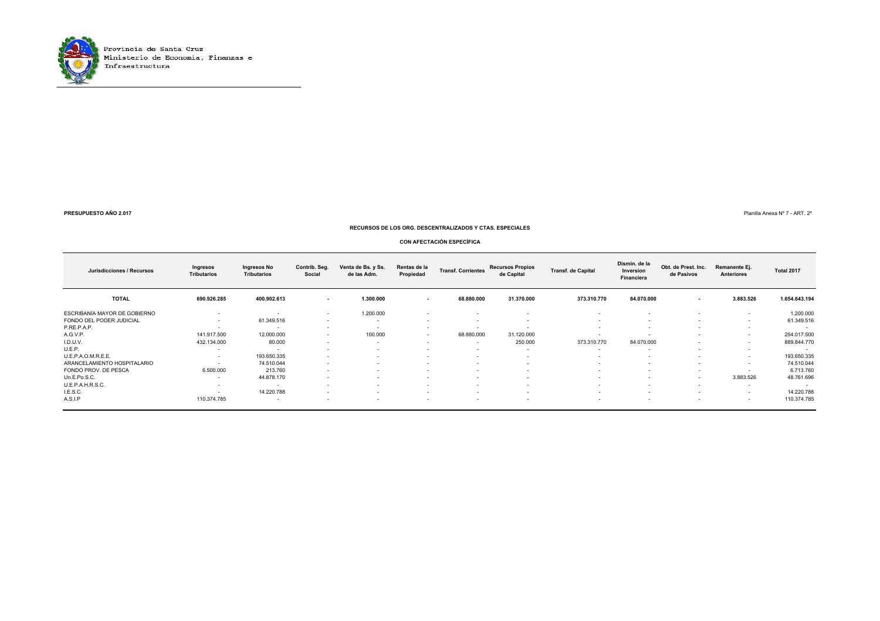Provincia de Santa Cruz
Ministerio de Economía, Finanzas e Infraestructura

**PRESUPUESTO AÑO 2.017**

Planilla Anexa Nº 7 - ART. 2º

### RECURSOS DE LOS ORG. DESCENTRALIZADOS Y CTAS. ESPECIALES

#### CON AFECTACIÓN ESPECÍFICA

| Jurisdicciones / Recursos | Ingresos Tributarios | Ingresos No Tributarios | Contrib. Seg. Social | Venta de Bs. y Ss. de las Adm. | Rentas de la Propiedad | Transf. Corrientes | Recursos Propios de Capital | Transf. de Capital | Dismin. de la Inversion Financiera | Obt. de Prest. Inc. de Pasivos | Remanente Ej. Anteriores | Total 2017 |
|---|---|---|---|---|---|---|---|---|---|---|---|---|
| **TOTAL** | **690.926.285** | **400.902.613** | **-** | **1.300.000** | **-** | **68.880.000** | **31.370.000** | **373.310.770** | **84.070.000** | **-** | **3.883.526** | **1.654.643.194** |
| ESCRIBANÍA MAYOR DE GOBIERNO | - | - | - | 1.200.000 | - | - | - | - | - | - | - | 1.200.000 |
| FONDO DEL PODER JUDICIAL | - | 61.349.516 | - | - | - | - | - | - | - | - | - | 61.349.516 |
| P.RE.P.A.P. | - | - | - | - | - | - | - | - | - | - | - | - |
| A.G.V.P. | 141.917.500 | 12.000.000 | - | 100.000 | - | 68.880.000 | 31.120.000 | - | - | - | - | 254.017.500 |
| I.D.U.V. | 432.134.000 | 80.000 | - | - | - | - | 250.000 | 373.310.770 | 84.070.000 | - | - | 889.844.770 |
| U.E.P. | - | - | - | - | - | - | - | - | - | - | - | - |
| U.E.P.A.O.M.R.E.E. | - | 193.650.335 | - | - | - | - | - | - | - | - | - | 193.650.335 |
| ARANCELAMIENTO HOSPITALARIO | - | 74.510.044 | - | - | - | - | - | - | - | - | - | 74.510.044 |
| FONDO PROV. DE PESCA | 6.500.000 | 213.760 | - | - | - | - | - | - | - | - | - | 6.713.760 |
| Un.E.Po.S.C. | - | 44.878.170 | - | - | - | - | - | - | - | - | 3.883.526 | 48.761.696 |
| U.E.P.A.H.R.S.C. | - | - | - | - | - | - | - | - | - | - | - | - |
| I.E.S.C. | - | 14.220.788 | - | - | - | - | - | - | - | - | - | 14.220.788 |
| A.S.I.P | 110.374.785 | - | - | - | - | - | - | - | - | - | - | 110.374.785 |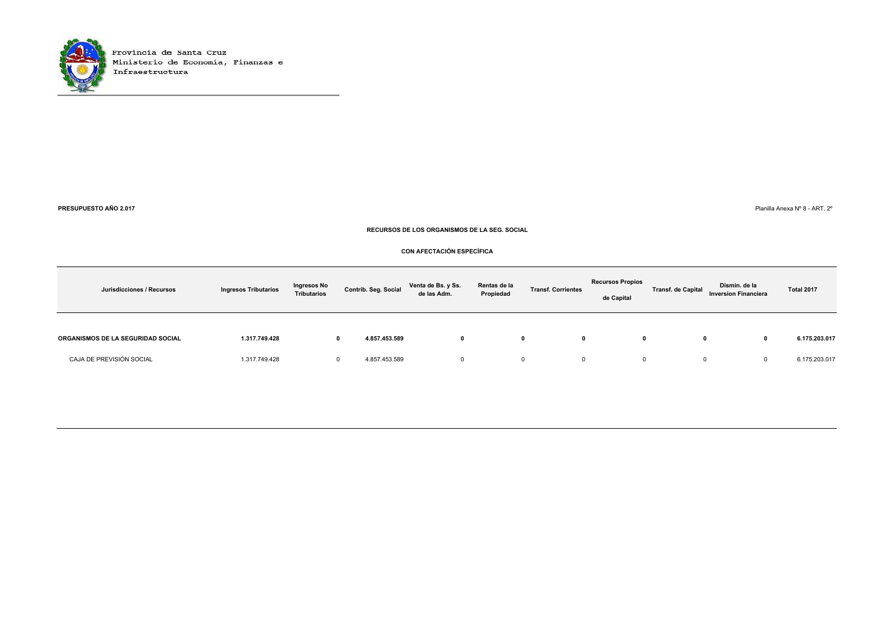Provincia de Santa Cruz
Ministerio de Economía, Finanzas e Infraestructura

**PRESUPUESTO AÑO 2.017**

Planilla Anexa Nº 8 - ART. 2º

## RECURSOS DE LOS ORGANISMOS DE LA SEG. SOCIAL

### CON AFECTACIÓN ESPECÍFICA

| Jurisdicciones / Recursos | Ingresos Tributarios | Ingresos No Tributarios | Contrib. Seg. Social | Venta de Bs. y Ss. de las Adm. | Rentas de la Propiedad | Transf. Corrientes | Recursos Propios de Capital | Transf. de Capital | Dismin. de la Inversion Financiera | Total 2017 |
|---|---|---|---|---|---|---|---|---|---|---|
| **ORGANISMOS DE LA SEGURIDAD SOCIAL** | **1.317.749.428** | **0** | **4.857.453.589** | **0** | **0** | **0** | **0** | **0** | **0** | **6.175.203.017** |
| CAJA DE PREVISIÓN SOCIAL | 1.317.749.428 | 0 | 4.857.453.589 | 0 | 0 | 0 | 0 | 0 | 0 | 6.175.203.017 |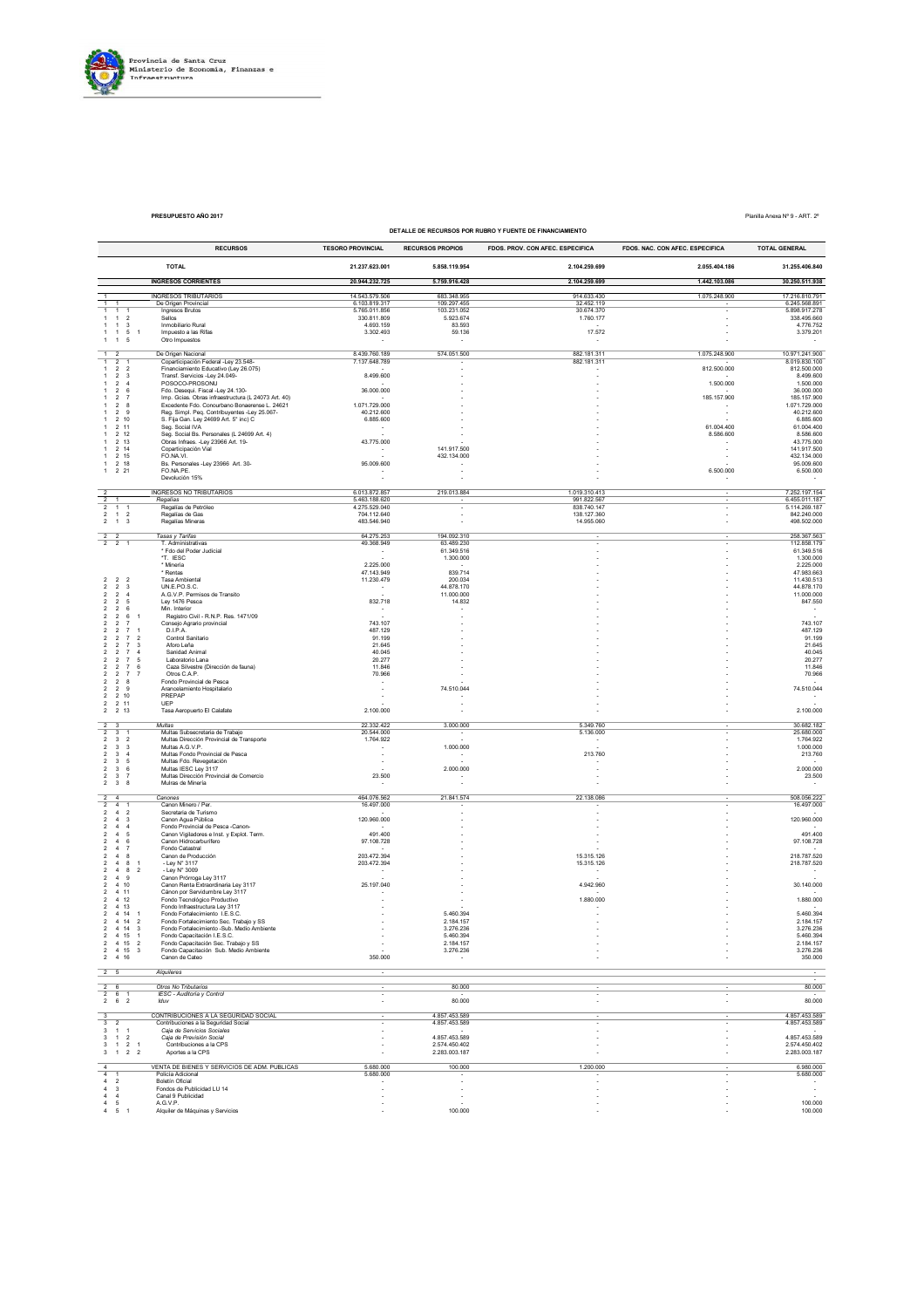Provincia de Santa Cruz
Ministerio de Economía, Finanzas e Infraestructura

**PRESUPUESTO AÑO 2017**

Planilla Anexa Nº 9 - ART. 2º

**DETALLE DE RECURSOS POR RUBRO Y FUENTE DE FINANCIAMIENTO**

| | | | | RECURSOS | TESORO PROVINCIAL | RECURSOS PROPIOS | FDOS. PROV. CON AFEC. ESPECIFICA | FDOS. NAC. CON AFEC. ESPECIFICA | TOTAL GENERAL |
|---|---|---|---|---|---|---|---|---|---|
| | | | | **TOTAL** | **21.237.623.001** | **5.858.119.954** | **2.104.259.699** | **2.055.404.186** | **31.255.406.840** |
| | | | | **INGRESOS CORRIENTES** | **20.944.232.725** | **5.759.916.428** | **2.104.259.699** | **1.442.103.086** | **30.250.511.938** |
| 1 | | | | INGRESOS TRIBUTARIOS | 14.543.579.506 | 683.348.955 | 914.633.430 | 1.075.248.900 | 17.216.810.791 |
| 1 | 1 | | | De Origen Provincial | 6.103.819.317 | 109.297.455 | 32.452.119 | - | 6.245.568.891 |
| 1 | 1 | 1 | | Ingresos Brutos | 5.765.011.856 | 103.231.052 | 30.674.370 | - | 5.898.917.278 |
| 1 | 1 | 2 | | Sellos | 330.811.809 | 5.923.674 | 1.760.177 | - | 338.495.660 |
| 1 | 1 | 3 | | Inmobiliario Rural | 4.693.159 | 83.593 | - | - | 4.776.752 |
| 1 | 1 | 5 | 1 | Impuesto a las Rifas | 3.302.493 | 59.136 | 17.572 | - | 3.379.201 |
| 1 | 1 | 5 | | Otro Impuestos | - | - | - | - | - |
| 1 | 2 | | | De Origen Nacional | 8.439.760.189 | 574.051.500 | 882.181.311 | 1.075.248.900 | 10.971.241.900 |
| 1 | 2 | 1 | | Coparticipación Federal -Ley 23.548- | 7.137.648.789 | - | 882.181.311 | - | 8.019.830.100 |
| 1 | 2 | 2 | | Financiamiento Educativo (Ley 26.075) | - | - | - | 812.500.000 | 812.500.000 |
| 1 | 2 | 3 | | Transf. Servicios -Ley 24.049- | 8.499.600 | - | - | - | 8.499.600 |
| | | | | POSOCO-PROSONU | - | - | - | 1.500.000 | 1.500.000 |
| 1 | 2 | 6 | | Fdo. Desequi. Fiscal -Ley 24.130- | 36.000.000 | - | - | - | 36.000.000 |
| 1 | 2 | 7 | | Imp. Gcias. Obras infraestructura (L 24073 Art. 40) | - | - | - | 185.157.900 | 185.157.900 |
| 1 | 2 | 8 | | Excedente Fdo. Conourbano Bonaerense L. 24621 | 1.071.729.000 | - | - | - | 1.071.729.000 |
| 1 | 2 | 9 | | Reg. Simpl. Peq. Contribuyentes -Ley 25.067- | 40.212.600 | - | - | - | 40.212.600 |
| 1 | 2 | 10 | | S. Fija Gan. Ley 24699 Art. 5° inc) C | 6.885.600 | - | - | - | 6.885.600 |
| 1 | 2 | 11 | | Seg. Social IVA | - | - | - | 61.004.400 | 61.004.400 |
| 1 | 2 | 12 | | Seg. Social Bs. Personales (L 24699 Art. 4) | - | - | - | 8.586.600 | 8.586.600 |
| 1 | 2 | 13 | | Obras Infraes. -Ley 23966 Art. 19- | 43.775.000 | - | - | - | 43.775.000 |
| 1 | 2 | 14 | | Coparticipación Vial | - | 141.917.500 | - | - | 141.917.500 |
| 1 | 2 | 15 | | FO.NA.VI. | - | 432.134.000 | - | - | 432.134.000 |
| 1 | 2 | 18 | | Bs. Personales -Ley 23966 Art. 30- | 95.009.600 | - | - | - | 95.009.600 |
| 1 | 2 | 21 | | FO.NA.PE | - | - | - | 6.500.000 | 6.500.000 |
| | | | | Devolución 15% | - | - | - | - | - |
| 2 | | | | INGRESOS NO TRIBUTARIOS | 6.013.872.857 | 219.013.884 | 1.019.310.413 | - | 7.252.197.154 |
| 2 | 1 | | | *Regalías* | 5.463.188.620 | - | 991.822.567 | - | 6.455.011.187 |
| 2 | 1 | 1 | | Regalías de Petróleo | 4.275.529.040 | - | 838.740.147 | - | 5.114.269.187 |
| 2 | 1 | 2 | | Regalías de Gas | 704.112.640 | - | 138.127.360 | - | 842.240.000 |
| 2 | 1 | 3 | | Regalías Mineras | 483.546.940 | - | 14.955.060 | - | 498.502.000 |
| 2 | 2 | | | *Tasas y Tarifas* | 64.275.253 | 194.092.310 | - | - | 258.367.563 |
| 2 | 2 | 1 | | T. Administrativas | 49.368.949 | 63.489.230 | - | - | 112.858.179 |
| | | | | * Fdo del Poder Judicial | - | 61.349.516 | - | - | 61.349.516 |
| | | | | *T. IESC | - | 1.300.000 | - | - | 1.300.000 |
| | | | | * Minería | 2.225.000 | - | - | - | 2.225.000 |
| | | | | * Rentas | 47.143.949 | 839.714 | - | - | 47.983.663 |
| 2 | 2 | 2 | | Tasa Ambiental | 11.230.479 | 200.034 | - | - | 11.430.513 |
| 2 | 2 | 3 | | UN.E.PO.S.C. | - | 44.878.170 | - | - | 44.878.170 |
| 2 | 2 | 4 | | A.G.V.P. Permisos de Transito | - | 11.000.000 | - | - | 11.000.000 |
| 2 | 2 | 5 | | Ley 1476 Pesca | 832.718 | 14.832 | - | - | 847.550 |
| 2 | 2 | 6 | | Min. Interior | - | - | - | - | - |
| 2 | 2 | 6 | 1 | Registro Civil - R.N.P. Res. 1471/09 | - | - | - | - | - |
| 2 | 2 | 7 | | Consejo Agrario provincial | 743.107 | - | - | - | 743.107 |
| 2 | 2 | 7 | 1 | D.I.P.A. | 487.129 | - | - | - | 487.129 |
| 2 | 2 | 7 | 2 | Control Sanitario | 91.199 | - | - | - | 91.199 |
| 2 | 2 | 7 | 3 | Aforo Leña | 21.645 | - | - | - | 21.645 |
| 2 | 2 | 7 | 4 | Sanidad Animal | 40.045 | - | - | - | 40.045 |
| 2 | 2 | 7 | 5 | Laboratorio Lana | 20.277 | - | - | - | 20.277 |
| 2 | 2 | 7 | 6 | Caza Silvestre (Dirección de fauna) | 11.846 | - | - | - | 11.846 |
| 2 | 2 | 7 | 7 | Otros C.A.P. | 70.966 | - | - | - | 70.966 |
| 2 | 2 | 8 | | Fondo Provincial de Pesca | - | - | - | - | - |
| 2 | 2 | 9 | | Arancelamiento Hospitalario | - | 74.510.044 | - | - | 74.510.044 |
| 2 | 2 | 10 | | PREPAP | - | - | - | - | - |
| 2 | 2 | 11 | | UEP | - | - | - | - | - |
| 2 | 2 | 13 | | Tasa Aeropuerto El Calafate | 2.100.000 | - | - | - | 2.100.000 |
| 2 | 3 | | | *Multas* | 22.332.422 | 3.000.000 | 5.349.760 | - | 30.682.182 |
| 2 | 3 | 1 | | Multas Subsecretaría de Trabajo | 20.544.000 | - | 5.136.000 | - | 25.680.000 |
| 2 | 3 | 2 | | Multas Dirección Provincial de Transporte | 1.764.922 | - | - | - | 1.764.922 |
| 2 | 3 | 3 | | Multas A.G.V.P. | - | 1.000.000 | - | - | 1.000.000 |
| 2 | 3 | 4 | | Multas Fondo Provincial de Pesca | - | - | 213.760 | - | 213.760 |
| 2 | 3 | 5 | | Multas Fdo. Revegetación | - | - | - | - | - |
| 2 | 3 | 6 | | Multas IESC Ley 3117 | - | 2.000.000 | - | - | 2.000.000 |
| 2 | 3 | 7 | | Multas Dirección Provincial de Comercio | 23.500 | - | - | - | 23.500 |
| 2 | 3 | 8 | | Multas de Minería | - | - | - | - | - |
| 2 | 4 | | | *Canones* | 464.076.562 | 21.841.574 | 22.138.086 | - | 508.056.222 |
| 2 | 4 | 1 | | Canon Minero / Per. | 16.497.000 | - | - | - | 16.497.000 |
| 2 | 4 | 2 | | Secretaria de Turismo | - | - | - | - | - |
| 2 | 4 | 3 | | Canon Agua Pública | 120.960.000 | - | - | - | 120.960.000 |
| 2 | 4 | 4 | | Fondo Provincial de Pesca -Canon- | - | - | - | - | - |
| 2 | 4 | 5 | | Canon Vigiladores e Inst. y Explot. Term. | 491.400 | - | - | - | 491.400 |
| 2 | 4 | 6 | | Canon Hidrocarburífero | 97.108.728 | - | - | - | 97.108.728 |
| 2 | 4 | 7 | | Fondo Catastral | - | - | - | - | - |
| 2 | 4 | 8 | | Canon de Producción | 203.472.394 | - | 15.315.126 | - | 218.787.520 |
| 2 | 4 | 8 | 1 | - Ley N° 3117 | 203.472.394 | - | 15.315.126 | - | 218.787.520 |
| 2 | 4 | 8 | 2 | - Ley N° 3009 | - | - | - | - | - |
| 2 | 4 | 9 | | Canon Prórroga Ley 3117 | - | - | - | - | - |
| 2 | 4 | 10 | | Canon Renta Extraordinaria Ley 3117 | 25.197.040 | - | 4.942.960 | - | 30.140.000 |
| 2 | 4 | 11 | | Cánon por Servidumbre Ley 3117 | - | - | - | - | - |
| 2 | 4 | 12 | | Fondo Tecnológico Productivo | - | - | 1.880.000 | - | 1.880.000 |
| 2 | 4 | 13 | | Fondo Infraestructura Ley 3117 | - | - | - | - | - |
| 2 | 4 | 14 | 1 | Fondo Fortalecimiento I.E.S.C. | - | 5.460.394 | - | - | 5.460.394 |
| 2 | 4 | 14 | 2 | Fondo Fortalecimiento Sec. Trabajo y SS | - | 2.184.157 | - | - | 2.184.157 |
| 2 | 4 | 14 | 3 | Fondo Fortalecimiento -Sub. Medio Ambiente | - | 3.276.236 | - | - | 3.276.236 |
| 2 | 4 | 15 | 1 | Fondo Capacitación I.E.S.C. | - | 5.460.394 | - | - | 5.460.394 |
| 2 | 4 | 15 | 2 | Fondo Capacitación Sec. Trabajo y SS | - | 2.184.157 | - | - | 2.184.157 |
| 2 | 4 | 15 | 3 | Fondo Capacitación Sub. Medio Ambiente | - | 3.276.236 | - | - | 3.276.236 |
| 2 | 4 | 16 | | Canon de Cateo | 350.000 | - | - | - | 350.000 |
| 2 | 5 | | | *Alquileres* | - | | | | - |
| 2 | 6 | | | *Otros No Tributarios* | - | 80.000 | - | - | 80.000 |
| 2 | 6 | 1 | | *IESC - Auditoria y Control* | - | - | - | - | - |
| 2 | 6 | 2 | | *Iduv* | - | 80.000 | - | - | 80.000 |
| 3 | | | | CONTRIBUCIONES A LA SEGURIDAD SOCIAL | - | 4.857.453.589 | - | - | 4.857.453.589 |
| 3 | 2 | | | Contribuciones a la Seguridad Social | - | 4.857.453.589 | - | - | 4.857.453.589 |
| 3 | 1 | 1 | | *Caja de Servicios Sociales* | - | - | - | - | - |
| 3 | 1 | 2 | | *Caja de Previsión Social* | - | 4.857.453.589 | - | - | 4.857.453.589 |
| 3 | 1 | 2 | 1 | Contribuciones a la CPS | - | 2.574.450.402 | - | - | 2.574.450.402 |
| 3 | 1 | 2 | 2 | Aportes a la CPS | - | 2.283.003.187 | - | - | 2.283.003.187 |
| 4 | | | | VENTA DE BIENES Y SERVICIOS DE ADM. PUBLICAS | 5.680.000 | 100.000 | 1.200.000 | - | 6.980.000 |
| 4 | 1 | | | Policía Adicional | 5.680.000 | - | - | - | 5.680.000 |
| 4 | 2 | | | Boletín Oficial | - | - | - | - | - |
| 4 | 3 | | | Fondos de Publicidad LU 14 | - | - | - | - | - |
| 4 | 4 | | | Canal 9 Publicidad | - | - | - | - | - |
| 4 | 5 | | | A.G.V.P. | - | - | - | - | 100.000 |
| 4 | 5 | 1 | | Alquiler de Máquinas y Servicios | - | 100.000 | - | - | 100.000 |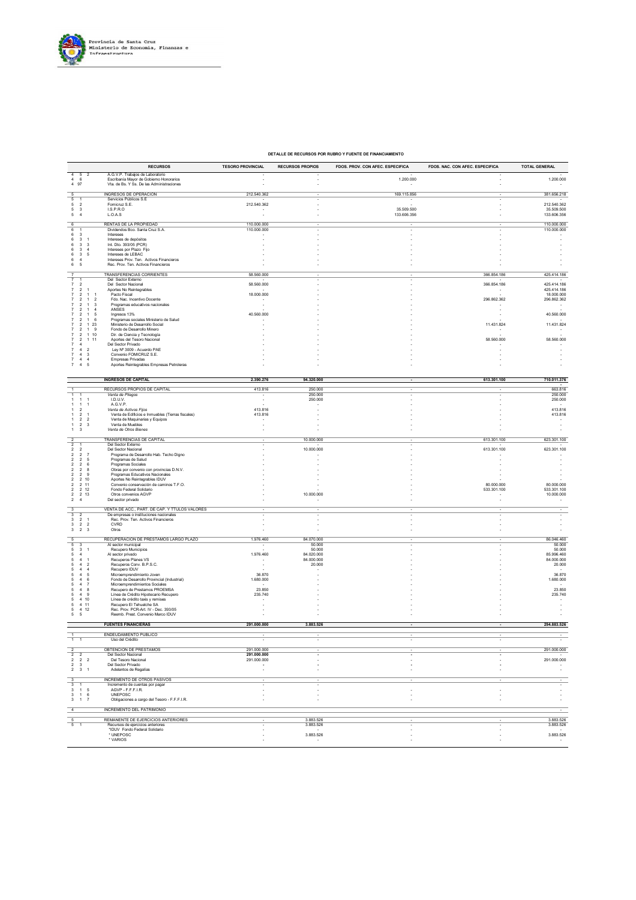Provincia de Santa Cruz
Ministerio de Economía, Finanzas e Infraestructura

**DETALLE DE RECURSOS POR RUBRO Y FUENTE DE FINANCIAMIENTO**

| | RECURSOS | TESORO PROVINCIAL | RECURSOS PROPIOS | FDOS. PROV. CON AFEC. ESPECIFICA | FDOS. NAC. CON AFEC. ESPECIFICA | TOTAL GENERAL |
|---|---|---|---|---|---|---|
| 4 5 2 | A.G.V.P. Trabajos de Laboratorio | - | - | - | - | - |
| 4 6 | Escribanía Mayor de Gobierno Honorarios | - | - | 1.200.000 | - | 1.200.000 |
| 4 97 | Vta. de Bs. Y Ss. De las Administraciones | - | - | - | - | - |
| 5 | INGRESOS DE OPERACION | 212.540.362 | - | 169.115.856 | - | 381.656.218 |
| 5 1 | Servicios Públicos S.E | - | - | - | - | - |
| 5 2 | Fomicruz S.E. | 212.540.362 | - | - | - | 212.540.362 |
| 5 3 | I.S.P.R.O | - | - | 35.509.500 | - | 35.509.500 |
| 5 4 | L.O.A.S | - | - | 133.606.356 | - | 133.606.356 |
| 6 | RENTAS DE LA PROPIEDAD | 110.000.000 | - | - | - | 110.000.000 |
| 6 1 | Dividendos Bco. Santa Cruz S.A. | 110.000.000 | - | - | - | 110.000.000 |
| 6 3 | Intereses | - | - | - | - | - |
| 6 3 1 | Intereses de depósitos | - | - | - | - | - |
| 6 3 3 | Int. Dto. 393/05 (PCR) | - | - | - | - | - |
| 6 3 4 | Intereses por Plazo Fijo | - | - | - | - | - |
| 6 3 5 | Intereses de LEBAC | - | - | - | - | - |
| 6 4 | Intereses Prov. Ten. Activos Financieros | - | - | - | - | - |
| 6 5 | Rec. Prov. Ten. Activos Financieros | - | - | - | - | - |
| 7 | TRANSFERENCIAS CORRIENTES | 58.560.000 | - | - | 366.854.186 | 425.414.186 |
| 7 1 | Del Sector Externo | - | - | - | - | - |
| 7 2 | Del Sector Nacional | 58.560.000 | - | - | 366.854.186 | 425.414.186 |
| 7 2 1 | Aportes No Reintegrables | - | - | - | - | 425.414.186 |
| 7 2 1 1 | Pacto Fiscal | 18.000.000 | - | - | - | 18.000.000 |
| 7 2 1 2 | Fdo. Nac. Incentivo Docente | - | - | - | 296.862.362 | 296.862.362 |
| 7 2 1 3 | Programas educativos nacionales | - | - | - | - | - |
| 7 2 1 4 | ANSES | - | - | - | - | - |
| 7 2 1 5 | Ingresos 13% | 40.560.000 | - | - | - | 40.560.000 |
| 7 2 1 6 | Programas sociales Ministerio de Salud | - | - | - | - | - |
| 7 2 1 23 | Ministerio de Desarrollo Social | - | - | - | 11.431.824 | 11.431.824 |
| 7 2 1 9 | Fondo de Desarrollo Minero | - | - | - | - | - |
| 7 2 1 10 | Dir. de Ciencia y Tecnología | - | - | - | - | - |
| 7 2 1 11 | Aportes del Tesoro Nacional | - | - | - | 58.560.000 | 58.560.000 |
| 7 4 | Del Sector Privado | - | - | - | - | - |
| 7 4 2 | Ley Nº 3009 - Acuerdo PAE | - | - | - | - | - |
| 7 4 3 | Convenio FOMICRUZ S.E. | - | - | - | - | - |
| 7 4 4 | Empresas Privadas | - | - | - | - | - |
| 7 4 5 | Aportes Reintegrables Empresas Petroleras | - | - | - | - | - |
| | **INGRESOS DE CAPITAL** | **2.390.276** | **94.320.000** | **-** | **613.301.100** | **710.011.376** |
| 1 | RECURSOS PROPIOS DE CAPITAL | 413.816 | 250.000 | - | - | 663.816 |
| 1 1 | *Venta de Pliegos* | - | 250.000 | - | - | 250.000 |
| 1 1 1 | I.D.U.V. | - | 250.000 | - | - | 250.000 |
| 1 1 1 | A.G.V.P. | - | - | - | - | - |
| 1 2 | *Venta de Activos Fijos* | 413.816 | - | - | - | 413.816 |
| 1 2 1 | Venta de Edificios e Inmuebles (Tierras fiscales) | 413.816 | - | - | - | 413.816 |
| 1 2 2 | Venta de Maquinarias y Equipos | - | - | - | - | - |
| 1 2 3 | Venta de Muebles | - | - | - | - | - |
| 1 3 | *Venta de Otros Bienes* | - | - | - | - | - |
| 2 | TRANSFERENCIAS DE CAPITAL | - | 10.000.000 | - | 613.301.100 | 623.301.100 |
| 2 1 | Del Sector Externo | - | - | - | - | - |
| 2 2 | Del Sector Nacional | - | 10.000.000 | - | 613.301.100 | 623.301.100 |
| 2 2 7 | Programa de Desarrollo Hab. Techo Digno | - | - | - | - | - |
| 2 2 5 | Programas de Salud | - | - | - | - | - |
| 2 2 6 | Programas Sociales | - | - | - | - | - |
| 2 2 8 | Obras por convenio con provincias D.N.V. | - | - | - | - | - |
| 2 2 9 | Programas Educativos Nacionales | - | - | - | - | - |
| 2 2 10 | Aportes No Reintegrables IDUV | - | - | - | - | - |
| 2 2 11 | Convenio conservación de caminos T.F.O. | - | - | - | 80.000.000 | 80.000.000 |
| 2 2 12 | Fondo Federal Solidario | - | - | - | 533.301.100 | 533.301.100 |
| 2 2 13 | Otros convenios AGVP | - | 10.000.000 | - | - | 10.000.000 |
| 2 4 | Del sector privado | - | - | - | - | - |
| 3 | VENTA DE ACC., PART. DE CAP. Y TTULOS VALORES | - | - | - | - | - |
| 3 2 | De empresas o instituciones nacionales | - | - | - | - | - |
| 3 2 1 | Rec. Prov. Ten. Activos Financieros | - | - | - | - | - |
| 3 2 2 | CVRD | - | - | - | - | - |
| 3 2 3 | Otros | - | - | - | - | - |
| 5 | RECUPERACION DE PRESTAMOS LARGO PLAZO | 1.976.460 | 84.070.000 | - | - | 86.046.460 |
| 5 3 | Al sector municipal | - | 50.000 | - | - | 50.000 |
| 5 3 1 | Recupero Municipios | - | 50.000 | - | - | 50.000 |
| 5 4 | Al sector privado | 1.976.460 | 84.020.000 | - | - | 85.996.460 |
| 5 4 1 | Recuperos Planes VS | - | 84.000.000 | - | - | 84.000.000 |
| 5 4 2 | Recuperos Conv. B.P.S.C. | - | 20.000 | - | - | 20.000 |
| 5 4 4 | Recupero IDUV | - | - | - | - | - |
| 5 4 5 | Microemprendimiento Joven | 36.870 | - | - | - | 36.870 |
| 5 4 6 | Fondo de Desarrollo Provincial (Industrial) | 1.680.000 | - | - | - | 1.680.000 |
| 5 4 7 | Microemprendimientos Sociales | - | - | - | - | - |
| 5 4 8 | Recupero de Prestamos PROEMSA | 23.850 | - | - | - | 23.850 |
| 5 4 9 | Línea de Crédito Hipotecario Recupero | 235.740 | - | - | - | 235.740 |
| 5 4 10 | Línea de crédito taxis y remises | - | - | - | - | - |
| 5 4 11 | Recupero El Tehuelche SA | - | - | - | - | - |
| 5 4 12 | Rec. Prov. PCR-Art. IV - Dec. 393/05 | - | - | - | - | - |
| 5 5 | Reemb. Prest. Convenio Marco IDUV | - | - | - | - | - |
| | **FUENTES FINANCIERAS** | **291.000.000** | **3.883.526** | **-** | **-** | **294.883.526** |
| 1 | ENDEUDAMIENTO PUBLICO | - | - | - | - | - |
| 1 1 | Uso del Crédito | - | - | - | - | - |
| 2 | OBTENCION DE PRESTAMOS | 291.000.000 | - | - | - | 291.000.000 |
| 2 2 | Del Sector Nacional | 291.000.000 | - | - | - | - |
| 2 2 2 | Del Tesoro Nacional | 291.000.000 | - | - | - | 291.000.000 |
| 2 3 | Del Sector Privado | - | - | - | - | - |
| 2 3 1 | Adelantos de Regalías | - | - | - | - | - |
| 3 | INCREMENTO DE OTROS PASIVOS | - | - | - | - | - |
| 3 1 | Incremento de cuentas por pagar | - | - | - | - | - |
| 3 1 5 | AGVP - F.F.F.I.R. | - | - | - | - | - |
| 3 1 6 | UNEPOSC | - | - | - | - | - |
| 3 1 7 | Obligaciones a cargo del Tesoro - F.F.F.I.R. | - | - | - | - | - |
| 4 | INCREMENTO DEL PATRIMONIO | | | | | - |
| 5 | REMANENTE DE EJERCICIOS ANTERIORES | - | 3.883.526 | - | - | 3.883.526 |
| 5 1 | Recursos de ejercicios anteriores | - | 3.883.526 | - | - | 3.883.526 |
| | *IDUV Fondo Federal Solidario | - | - | - | - | - |
| | * UNEPOSC | - | 3.883.526 | - | - | 3.883.526 |
| | * VARIOS | - | - | - | - | - |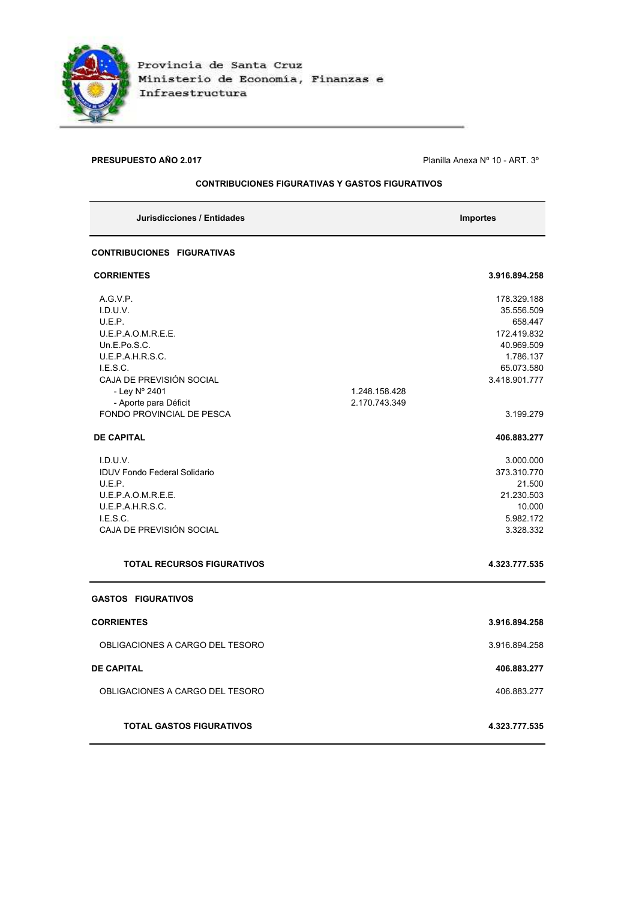Provincia de Santa Cruz
Ministerio de Economía, Finanzas e Infraestructura

**PRESUPUESTO AÑO 2.017**

Planilla Anexa Nº 10 - ART. 3º

**CONTRIBUCIONES FIGURATIVAS Y GASTOS FIGURATIVOS**

| Jurisdicciones / Entidades | | Importes |
|---|---|---|
| **CONTRIBUCIONES FIGURATIVAS** | | |
| **CORRIENTES** | | **3.916.894.258** |
| A.G.V.P. | | 178.329.188 |
| I.D.U.V. | | 35.556.509 |
| U.E.P. | | 658.447 |
| U.E.P.A.O.M.R.E.E. | | 172.419.832 |
| Un.E.Po.S.C. | | 40.969.509 |
| U.E.P.A.H.R.S.C. | | 1.786.137 |
| I.E.S.C. | | 65.073.580 |
| CAJA DE PREVISIÓN SOCIAL | | 3.418.901.777 |
| - Ley Nº 2401 | 1.248.158.428 | |
| - Aporte para Déficit | 2.170.743.349 | |
| FONDO PROVINCIAL DE PESCA | | 3.199.279 |
| **DE CAPITAL** | | **406.883.277** |
| I.D.U.V. | | 3.000.000 |
| IDUV Fondo Federal Solidario | | 373.310.770 |
| U.E.P. | | 21.500 |
| U.E.P.A.O.M.R.E.E. | | 21.230.503 |
| U.E.P.A.H.R.S.C. | | 10.000 |
| I.E.S.C. | | 5.982.172 |
| CAJA DE PREVISIÓN SOCIAL | | 3.328.332 |
| **TOTAL RECURSOS FIGURATIVOS** | | **4.323.777.535** |
| **GASTOS FIGURATIVOS** | | |
| **CORRIENTES** | | **3.916.894.258** |
| OBLIGACIONES A CARGO DEL TESORO | | 3.916.894.258 |
| **DE CAPITAL** | | **406.883.277** |
| OBLIGACIONES A CARGO DEL TESORO | | 406.883.277 |
| **TOTAL GASTOS FIGURATIVOS** | | **4.323.777.535** |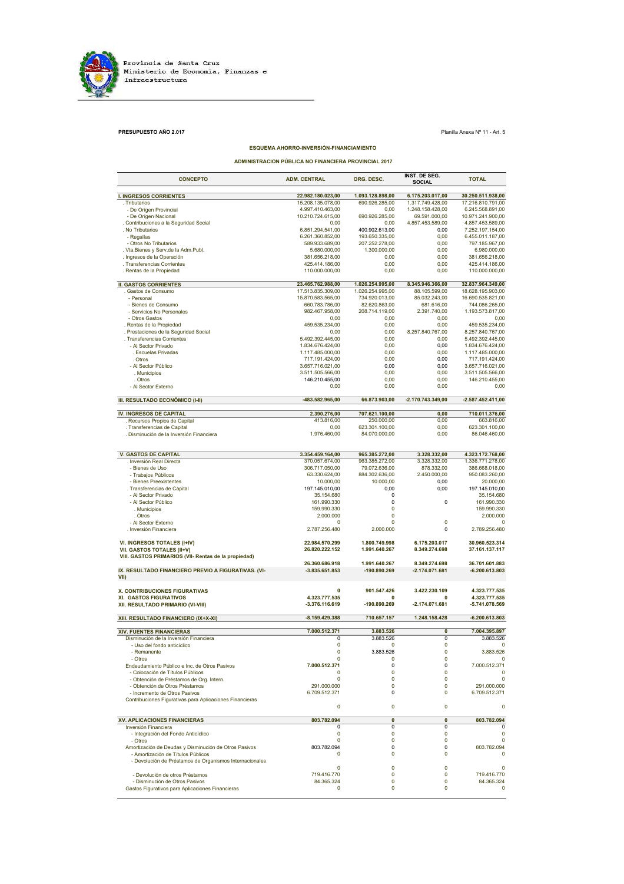Provincia de Santa Cruz
Ministerio de Economía, Finanzas e Infraestructura

**PRESUPUESTO AÑO 2.017**

Planilla Anexa Nº 11 - Art. 5

### ESQUEMA AHORRO-INVERSIÓN-FINANCIAMIENTO

### ADMINISTRACION PÚBLICA NO FINANCIERA PROVINCIAL 2017

| CONCEPTO | ADM. CENTRAL | ORG. DESC. | INST. DE SEG. SOCIAL | TOTAL |
|---|---|---|---|---|
| **I. INGRESOS CORRIENTES** | **22.982.180.023,00** | **1.093.128.898,00** | **6.175.203.017,00** | **30.250.511.938,00** |
| . Tributarios | 15.208.135.078,00 | 690.926.285,00 | 1.317.749.428,00 | 17.216.810.791,00 |
| - De Orígen Provincial | 4.997.410.463,00 | 0,00 | 1.248.158.428,00 | 6.245.568.891,00 |
| - De Orígen Nacional | 10.210.724.615,00 | 690.926.285,00 | 69.591.000,00 | 10.971.241.900,00 |
| . Contribuciones a la Seguridad Social | 0,00 | 0,00 | 4.857.453.589,00 | 4.857.453.589,00 |
| . No Tributarios | 6.851.294.541,00 | 400.902.613,00 | 0,00 | 7.252.197.154,00 |
| - Regalías | 6.261.360.852,00 | 193.650.335,00 | 0,00 | 6.455.011.187,00 |
| - Otros No Tributarios | 589.933.689,00 | 207.252.278,00 | 0,00 | 797.185.967,00 |
| . Vta.Bienes y Serv.de la Adm.Publ. | 5.680.000,00 | 1.300.000,00 | 0,00 | 6.980.000,00 |
| . Ingresos de la Operación | 381.656.218,00 | 0,00 | 0,00 | 381.656.218,00 |
| . Transferencias Corrientes | 425.414.186,00 | 0,00 | 0,00 | 425.414.186,00 |
| . Rentas de la Propiedad | 110.000.000,00 | 0,00 | 0,00 | 110.000.000,00 |
| **II. GASTOS CORRIENTES** | **23.465.762.988,00** | **1.026.254.995,00** | **8.345.946.366,00** | **32.837.964.349,00** |
| . Gastos de Consumo | 17.513.835.309,00 | 1.026.254.995,00 | 88.105.599,00 | 18.628.195.903,00 |
| - Personal | 15.870.583.565,00 | 734.920.013,00 | 85.032.243,00 | 16.690.535.821,00 |
| - Bienes de Consumo | 660.783.786,00 | 82.620.863,00 | 681.616,00 | 744.086.265,00 |
| - Servicios No Personales | 982.467.958,00 | 208.714.119,00 | 2.391.740,00 | 1.193.573.817,00 |
| - Otros Gastos | 0,00 | 0,00 | 0,00 | 0,00 |
| . Rentas de la Propiedad | 459.535.234,00 | 0,00 | 0,00 | 459.535.234,00 |
| . Prestaciones de la Seguridad Social | 0,00 | 0,00 | 8.257.840.767,00 | 8.257.840.767,00 |
| . Transferencias Corrientes | 5.492.392.445,00 | 0,00 | 0,00 | 5.492.392.445,00 |
| - Al Sector Privado | 1.834.676.424,00 | 0,00 | 0,00 | 1.834.676.424,00 |
| . Escuelas Privadas | 1.117.485.000,00 | 0,00 | 0,00 | 1.117.485.000,00 |
| . Otros | 717.191.424,00 | 0,00 | 0,00 | 717.191.424,00 |
| - Al Sector Público | 3.657.716.021,00 | 0,00 | 0,00 | 3.657.716.021,00 |
| . Municipios | 3.511.505.566,00 | 0,00 | 0,00 | 3.511.505.566,00 |
| . Otros | 146.210.455,00 | 0,00 | 0,00 | 146.210.455,00 |
| - Al Sector Externo | 0,00 | 0,00 | 0,00 | 0,00 |
| **III. RESULTADO ECONÓMICO (I-II)** | **-483.582.965,00** | **66.873.903,00** | **-2.170.743.349,00** | **-2.587.452.411,00** |
| **IV. INGRESOS DE CAPITAL** | **2.390.276,00** | **707.621.100,00** | **0,00** | **710.011.376,00** |
| . Recursos Propios de Capital | 413.816,00 | 250.000,00 | 0,00 | 663.816,00 |
| . Transferencias de Capital | 0,00 | 623.301.100,00 | 0,00 | 623.301.100,00 |
| . Disminución de la Inversión Financiera | 1.976.460,00 | 84.070.000,00 | 0,00 | 86.046.460,00 |
| **V. GASTOS DE CAPITAL** | **3.354.459.164,00** | **965.385.272,00** | **3.328.332,00** | **4.323.172.768,00** |
| . Inversión Real Directa | 370.057.674,00 | 963.385.272,00 | 3.328.332,00 | 1.336.771.278,00 |
| - Bienes de Uso | 306.717.050,00 | 79.072.636,00 | 878.332,00 | 386.668.018,00 |
| - Trabajos Públicos | 63.330.624,00 | 884.302.636,00 | 2.450.000,00 | 950.083.260,00 |
| - Bienes Preexistentes | 10.000,00 | 10.000,00 | 0,00 | 20.000,00 |
| . Transferencias de Capital | 197.145.010,00 | 0,00 | 0,00 | 197.145.010,00 |
| - Al Sector Privado | 35.154.680 | 0 | | 35.154.680 |
| - Al Sector Público | 161.990.330 | 0 | 0 | 161.990.330 |
| . Municipios | 159.990.330 | 0 | | 159.990.330 |
| . Otros | 2.000.000 | 0 | | 2.000.000 |
| - Al Sector Externo | 0 | 0 | 0 | 0 |
| . Inversión Financiera | 2.787.256.480 | 2.000.000 | 0 | 2.789.256.480 |
| **VI. INGRESOS TOTALES (I+IV)** | **22.984.570.299** | **1.800.749.998** | **6.175.203.017** | **30.960.523.314** |
| **VII. GASTOS TOTALES (II+V)** | **26.820.222.152** | **1.991.640.267** | **8.349.274.698** | **37.161.137.117** |
| **VIII. GASTOS PRIMARIOS (VII- Rentas de la propiedad)** | **26.360.686.918** | **1.991.640.267** | **8.349.274.698** | **36.701.601.883** |
| **IX. RESULTADO FINANCIERO PREVIO A FIGURATIVAS. (VI-VII)** | **-3.835.651.853** | **-190.890.269** | **-2.174.071.681** | **-6.200.613.803** |
| **X. CONTRIBUCIONES FIGURATIVAS** | **0** | **901.547.426** | **3.422.230.109** | **4.323.777.535** |
| **XI. GASTOS FIGURATIVOS** | **4.323.777.535** | **0** | **0** | **4.323.777.535** |
| **XII. RESULTADO PRIMARIO (VI-VIII)** | **-3.376.116.619** | **-190.890.269** | **-2.174.071.681** | **-5.741.078.569** |
| **XIII. RESULTADO FINANCIERO (IX+X-XI)** | **-8.159.429.388** | **710.657.157** | **1.248.158.428** | **-6.200.613.803** |
| **XIV. FUENTES FINANCIERAS** | **7.000.512.371** | **3.883.526** | **0** | **7.004.395.897** |
| Disminución de la Inversión Financiera | 0 | 3.883.526 | 0 | 3.883.526 |
| - Uso del fondo anticíclico | 0 | 0 | 0 | 0 |
| - Remanente | 0 | 3.883.526 | 0 | 3.883.526 |
| - Otros | 0 | 0 | 0 | 0 |
| Endeudamiento Público e Inc. de Otros Pasivos | **7.000.512.371** | 0 | 0 | 7.000.512.371 |
| - Colocación de Títulos Públicos | 0 | 0 | 0 | 0 |
| - Obtención de Préstamos de Org. Intern. | 0 | 0 | 0 | 0 |
| - Obtención de Otros Préstamos | 291.000.000 | 0 | 0 | 291.000.000 |
| - Incremento de Otros Pasivos | 6.709.512.371 | 0 | 0 | 6.709.512.371 |
| Contribuciones Figurativas para Aplicaciones Financieras | 0 | 0 | 0 | 0 |
| **XV. APLICACIONES FINANCIERAS** | **803.782.094** | **0** | **0** | **803.782.094** |
| Inversión Financiera | 0 | 0 | 0 | 0 |
| - Integración del Fondo Anticíclico | 0 | 0 | 0 | 0 |
| - Otros | 0 | 0 | 0 | 0 |
| Amortización de Deudas y Disminución de Otros Pasivos | 803.782.094 | 0 | 0 | 803.782.094 |
| - Amortización de Títulos Públicos | 0 | 0 | 0 | 0 |
| - Devolución de Préstamos de Organismos Internacionales | 0 | 0 | 0 | 0 |
| - Devolución de otros Préstamos | 719.416.770 | 0 | 0 | 719.416.770 |
| - Disminución de Otros Pasivos | 84.365.324 | 0 | 0 | 84.365.324 |
| Gastos Figurativos para Aplicaciones Financieras | 0 | 0 | 0 | 0 |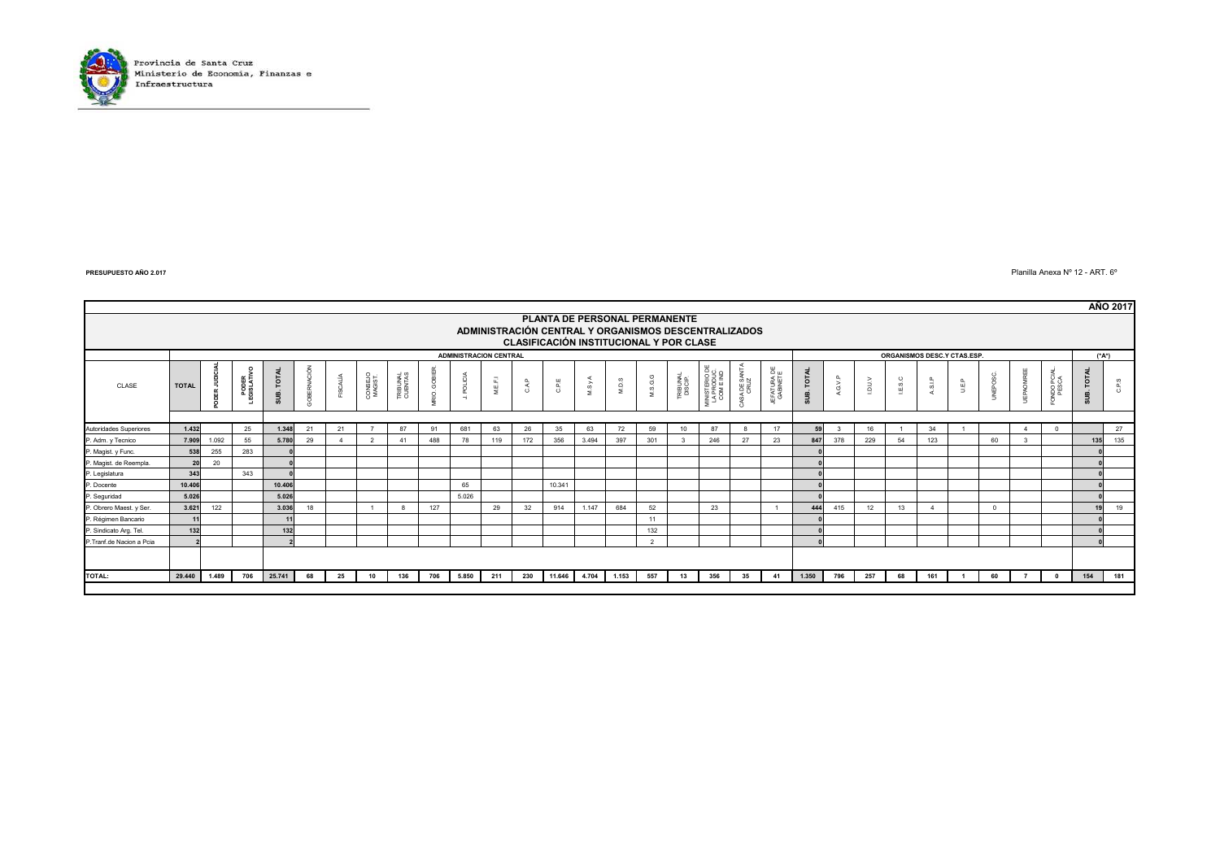PRESUPUESTO AÑO 2.017

Planilla Anexa Nº 12 - ART. 6º

**AÑO 2017**

# PLANTA DE PERSONAL PERMANENTE
## ADMINISTRACIÓN CENTRAL Y ORGANISMOS DESCENTRALIZADOS
### CLASIFICACIÓN INSTITUCIONAL Y POR CLASE

| | | ADMINISTRACION CENTRAL | | | | | | | | | | | | | | | | | | | ORGANISMOS DESC.Y CTAS.ESP. | | | | | | | | | ("A") | |
|---|---|---|---|---|---|---|---|---|---|---|---|---|---|---|---|---|---|---|---|---|---|---|---|---|---|---|---|---|---|---|---|
| CLASE | TOTAL | PODER JUDICIAL | PODER LEGISLATIVO | SUB. TOTAL | GOBERNACIÓN | FISCALÍA | CONSEJO MAGIST. | TRIBUNAL CUENTAS | MRIO. GOBIER. | J. POLICIA | M.E.F.I | C.A.P | C.P.E | M.S.y A | M.D.S | M.S.G.G | TRIBUNAL DISCIP. | MINISTERIO DE LA PRODUC. COM E IND | CASA DE SANTA CRUZ | JEFATURA DE GABINETE | SUB. TOTAL | A.G.V.P | I.D.U.V | I.E.S.C | A.S.I.P | U.E.P | UNEPOSC. | UEPAOMREE | FONDO PCIAL PESCA | SUB. TOTAL | C.P.S |
| Autoridades Superiores | 1.432 | | 25 | 1.348 | 21 | 21 | 7 | 87 | 91 | 681 | 63 | 26 | 35 | 63 | 72 | 59 | 10 | 87 | 8 | 17 | 59 | 3 | 16 | 1 | 34 | 1 | | 4 | 0 | | 27 |
| P. Adm. y Tecnico | 7.909 | 1.092 | 55 | 5.780 | 29 | 4 | 2 | 41 | 488 | 78 | 119 | 172 | 356 | 3.494 | 397 | 301 | 3 | 246 | 27 | 23 | 847 | 378 | 229 | 54 | 123 | | 60 | 3 | | 135 | 135 |
| P. Magist. y Func. | 538 | 255 | 283 | 0 | | | | | | | | | | | | | | | | | 0 | | | | | | | | | 0 | |
| P. Magist. de Reempla. | 20 | 20 | | 0 | | | | | | | | | | | | | | | | | 0 | | | | | | | | | 0 | |
| P. Legislatura | 343 | | 343 | 0 | | | | | | | | | | | | | | | | | 0 | | | | | | | | | 0 | |
| P. Docente | 10.406 | | | 10.406 | | | | | | 65 | | | 10.341 | | | | | | | | 0 | | | | | | | | | 0 | |
| P. Seguridad | 5.026 | | | 5.026 | | | | | | 5.026 | | | | | | | | | | | 0 | | | | | | | | | 0 | |
| P. Obrero Maest. y Ser. | 3.621 | 122 | | 3.036 | 18 | | 1 | 8 | 127 | | 29 | 32 | 914 | 1.147 | 684 | 52 | | 23 | | 1 | 444 | 415 | 12 | 13 | 4 | | 0 | | | 19 | 19 |
| P. Régimen Bancario | 11 | | | 11 | | | | | | | | | | | | 11 | | | | | 0 | | | | | | | | | 0 | |
| P. Sindicato Arg. Tel. | 132 | | | 132 | | | | | | | | | | | | 132 | | | | | 0 | | | | | | | | | 0 | |
| P.Tranf.de Nacion a Pcia | 2 | | | 2 | | | | | | | | | | | | 2 | | | | | 0 | | | | | | | | | 0 | |
| **TOTAL:** | **29.440** | **1.489** | **706** | **25.741** | **68** | **25** | **10** | **136** | **706** | **5.850** | **211** | **230** | **11.646** | **4.704** | **1.153** | **557** | **13** | **356** | **35** | **41** | **1.350** | **796** | **257** | **68** | **161** | **1** | **60** | **7** | **0** | **154** | **181** |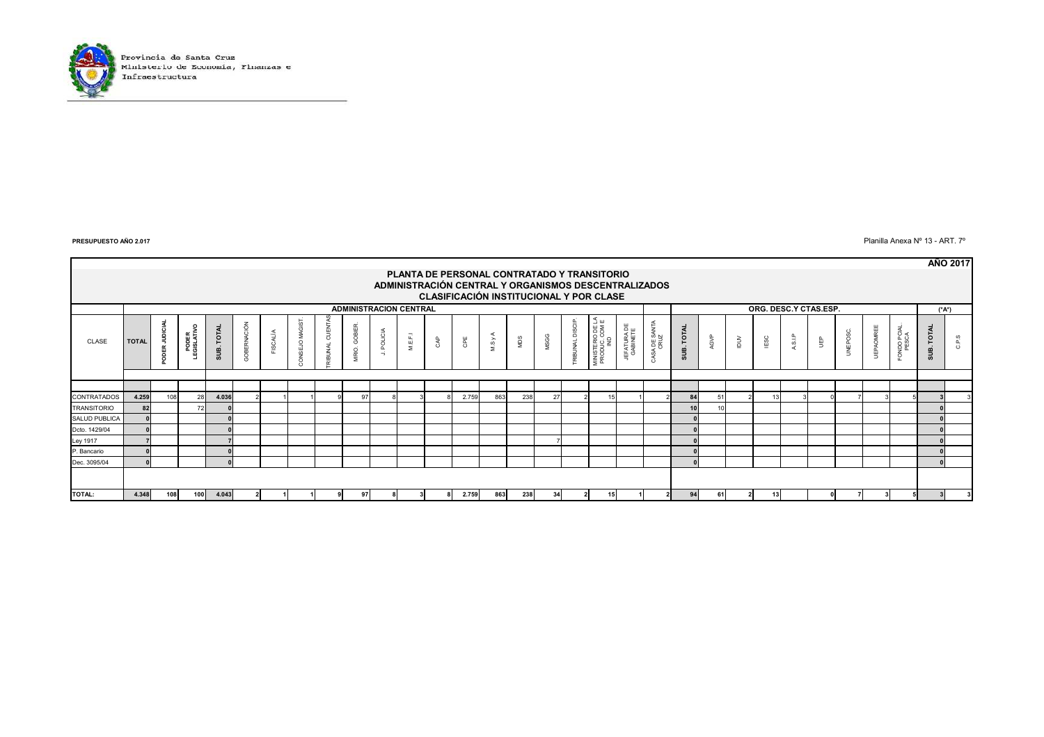Provincia de Santa Cruz
Ministerio de Economía, Finanzas e Infraestructura

**PRESUPUESTO AÑO 2.017**

Planilla Anexa Nº 13 - ART. 7º

**AÑO 2017**

## PLANTA DE PERSONAL CONTRATADO Y TRANSITORIO
## ADMINISTRACIÓN CENTRAL Y ORGANISMOS DESCENTRALIZADOS
## CLASIFICACIÓN INSTITUCIONAL Y POR CLASE

| | ADMINISTRACION CENTRAL | | | | | | | | | | | | | | | | | | | | ORG. DESC.Y CTAS.ESP. | | | | | | | | | ("A") | |
|---|---|---|---|---|---|---|---|---|---|---|---|---|---|---|---|---|---|---|---|---|---|---|---|---|---|---|---|---|---|---|---|
| CLASE | TOTAL | PODER JUDICIAL | PODER LEGISLATIVO | SUB. TOTAL | GOBERNACIÓN | FISCALÍA | CONSEJO MAGIST. | TRIBUNAL CUENTAS | MRIO. GOBIER. | J. POLICIA | M.E.F.I | CAP | CPE | M S y A | MDS | MSGG | TRIBUNAL DISCIP. | MINISTERIO DE LA PRODUC. COM E IND | JEFATURA DE GABINETE | CASA DE SANTA CRUZ | SUB. TOTAL | AGVP | IDUV | IESC | A.S.I.P | UEP | UNEPOSC | UEPAOMREE | FONDO PCIAL. PESCA | SUB. TOTAL | C.P.S |
| CONTRATADOS | 4.259 | 108 | 28 | 4.036 | 2 | 1 | 1 | 9 | 97 | 8 | 3 | 8 | 2.759 | 863 | 238 | 27 | 2 | 15 | 1 | 2 | 84 | 51 | 2 | 13 | 3 | 0 | 7 | 3 | 5 | 3 | 3 |
| TRANSITORIO | 82 | | 72 | 0 | | | | | | | | | | | | | | | | | 10 | 10 | | | | | | | | 0 | |
| SALUD PUBLICA | 0 | | | 0 | | | | | | | | | | | | | | | | | 0 | | | | | | | | | 0 | |
| Dcto. 1429/04 | 0 | | | 0 | | | | | | | | | | | | | | | | | 0 | | | | | | | | | 0 | |
| Ley 1917 | 7 | | | 7 | | | | | | | | | | | | 7 | | | | | 0 | | | | | | | | | 0 | |
| P. Bancario | 0 | | | 0 | | | | | | | | | | | | | | | | | 0 | | | | | | | | | 0 | |
| Dec. 3095/04 | 0 | | | 0 | | | | | | | | | | | | | | | | | 0 | | | | | | | | | 0 | |
| **TOTAL:** | **4.348** | **108** | **100** | **4.043** | **2** | **1** | **1** | **9** | **97** | **8** | **3** | **8** | **2.759** | **863** | **238** | **34** | **2** | **15** | **1** | **2** | **94** | **61** | **2** | **13** | | **0** | **7** | **3** | **5** | **3** | **3** |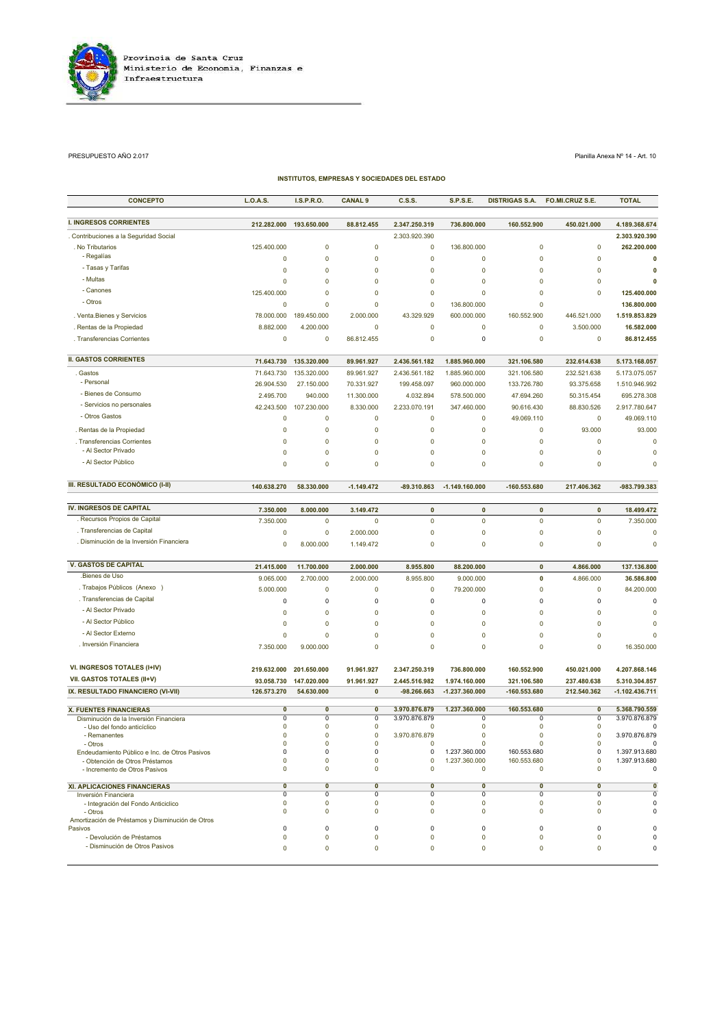Provincia de Santa Cruz
Ministerio de Economía, Finanzas e Infraestructura

PRESUPUESTO AÑO 2.017

Planilla Anexa Nº 14 - Art. 10

## INSTITUTOS, EMPRESAS Y SOCIEDADES DEL ESTADO

| CONCEPTO | L.O.A.S. | I.S.P.R.O. | CANAL 9 | C.S.S. | S.P.S.E. | DISTRIGAS S.A. | FO.MI.CRUZ S.E. | TOTAL |
|---|---|---|---|---|---|---|---|---|
| **I. INGRESOS CORRIENTES** | **212.282.000** | **193.650.000** | **88.812.455** | **2.347.250.319** | **736.800.000** | **160.552.900** | **450.021.000** | **4.189.368.674** |
| . Contribuciones a la Seguridad Social | | | | 2.303.920.390 | | | | **2.303.920.390** |
| . No Tributarios | 125.400.000 | 0 | 0 | 0 | 136.800.000 | 0 | 0 | **262.200.000** |
| - Regalías | 0 | 0 | 0 | 0 | 0 | 0 | 0 | **0** |
| - Tasas y Tarifas | 0 | 0 | 0 | 0 | 0 | 0 | 0 | **0** |
| - Multas | 0 | 0 | 0 | 0 | 0 | 0 | 0 | **0** |
| - Canones | 125.400.000 | 0 | 0 | 0 | 0 | 0 | 0 | **125.400.000** |
| - Otros | 0 | 0 | 0 | 0 | 136.800.000 | 0 | | **136.800.000** |
| . Venta.Bienes y Servicios | 78.000.000 | 189.450.000 | 2.000.000 | 43.329.929 | 600.000.000 | 160.552.900 | 446.521.000 | **1.519.853.829** |
| . Rentas de la Propiedad | 8.882.000 | 4.200.000 | 0 | 0 | 0 | 0 | 3.500.000 | **16.582.000** |
| . Transferencias Corrientes | 0 | 0 | 86.812.455 | 0 | 0 | 0 | 0 | **86.812.455** |
| **II. GASTOS CORRIENTES** | **71.643.730** | **135.320.000** | **89.961.927** | **2.436.561.182** | **1.885.960.000** | **321.106.580** | **232.614.638** | **5.173.168.057** |
| . Gastos | 71.643.730 | 135.320.000 | 89.961.927 | 2.436.561.182 | 1.885.960.000 | 321.106.580 | 232.521.638 | 5.173.075.057 |
| - Personal | 26.904.530 | 27.150.000 | 70.331.927 | 199.458.097 | 960.000.000 | 133.726.780 | 93.375.658 | 1.510.946.992 |
| - Bienes de Consumo | 2.495.700 | 940.000 | 11.300.000 | 4.032.894 | 578.500.000 | 47.694.260 | 50.315.454 | 695.278.308 |
| - Servicios no personales | 42.243.500 | 107.230.000 | 8.330.000 | 2.233.070.191 | 347.460.000 | 90.616.430 | 88.830.526 | 2.917.780.647 |
| - Otros Gastos | 0 | 0 | 0 | 0 | 0 | 49.069.110 | 0 | 49.069.110 |
| . Rentas de la Propiedad | 0 | 0 | 0 | 0 | 0 | 0 | 93.000 | 93.000 |
| . Transferencias Corrientes | 0 | 0 | 0 | 0 | 0 | 0 | 0 | 0 |
| - Al Sector Privado | 0 | 0 | 0 | 0 | 0 | 0 | 0 | 0 |
| - Al Sector Público | 0 | 0 | 0 | 0 | 0 | 0 | 0 | 0 |
| **III. RESULTADO ECONÓMICO (I-II)** | **140.638.270** | **58.330.000** | **-1.149.472** | **-89.310.863** | **-1.149.160.000** | **-160.553.680** | **217.406.362** | **-983.799.383** |
| **IV. INGRESOS DE CAPITAL** | **7.350.000** | **8.000.000** | **3.149.472** | **0** | **0** | **0** | **0** | **18.499.472** |
| . Recursos Propios de Capital | 7.350.000 | 0 | 0 | 0 | 0 | 0 | 0 | 7.350.000 |
| . Transferencias de Capital | 0 | 0 | 2.000.000 | 0 | 0 | 0 | 0 | 0 |
| . Disminución de la Inversión Financiera | 0 | 8.000.000 | 1.149.472 | 0 | 0 | 0 | 0 | 0 |
| **V. GASTOS DE CAPITAL** | **21.415.000** | **11.700.000** | **2.000.000** | **8.955.800** | **88.200.000** | **0** | **4.866.000** | **137.136.800** |
| .Bienes de Uso | 9.065.000 | 2.700.000 | 2.000.000 | 8.955.800 | 9.000.000 | **0** | 4.866.000 | **36.586.800** |
| . Trabajos Públicos (Anexo ) | 5.000.000 | 0 | 0 | 0 | 79.200.000 | 0 | 0 | 84.200.000 |
| . Transferencias de Capital | 0 | 0 | 0 | 0 | 0 | 0 | 0 | 0 |
| - Al Sector Privado | 0 | 0 | 0 | 0 | 0 | 0 | 0 | 0 |
| - Al Sector Público | 0 | 0 | 0 | 0 | 0 | 0 | 0 | 0 |
| - Al Sector Externo | 0 | 0 | 0 | 0 | 0 | 0 | 0 | 0 |
| . Inversión Financiera | 7.350.000 | 9.000.000 | 0 | 0 | 0 | 0 | 0 | 16.350.000 |
| **VI. INGRESOS TOTALES (I+IV)** | **219.632.000** | **201.650.000** | **91.961.927** | **2.347.250.319** | **736.800.000** | **160.552.900** | **450.021.000** | **4.207.868.146** |
| **VII. GASTOS TOTALES (II+V)** | **93.058.730** | **147.020.000** | **91.961.927** | **2.445.516.982** | **1.974.160.000** | **321.106.580** | **237.480.638** | **5.310.304.857** |
| **IX. RESULTADO FINANCIERO (VI-VII)** | **126.573.270** | **54.630.000** | **0** | **-98.266.663** | **-1.237.360.000** | **-160.553.680** | **212.540.362** | **-1.102.436.711** |
| **X. FUENTES FINANCIERAS** | **0** | **0** | **0** | **3.970.876.879** | **1.237.360.000** | **160.553.680** | **0** | **5.368.790.559** |
| Disminución de la Inversión Financiera | 0 | 0 | 0 | 3.970.876.879 | 0 | 0 | 0 | 3.970.876.879 |
| - Uso del fondo anticíclico | 0 | 0 | 0 | 0 | 0 | 0 | 0 | 0 |
| - Remanentes | 0 | 0 | 0 | 3.970.876.879 | 0 | 0 | 0 | 3.970.876.879 |
| - Otros | 0 | 0 | 0 | 0 | 0 | 0 | 0 | 0 |
| Endeudamiento Público e Inc. de Otros Pasivos | 0 | 0 | 0 | 0 | 1.237.360.000 | 160.553.680 | 0 | 1.397.913.680 |
| - Obtención de Otros Préstamos | 0 | 0 | 0 | 0 | 1.237.360.000 | 160.553.680 | 0 | 1.397.913.680 |
| - Incremento de Otros Pasivos | 0 | 0 | 0 | 0 | 0 | 0 | 0 | 0 |
| **XI. APLICACIONES FINANCIERAS** | **0** | **0** | **0** | **0** | **0** | **0** | **0** | **0** |
| Inversión Financiera | 0 | 0 | 0 | 0 | 0 | 0 | 0 | 0 |
| - Integración del Fondo Anticíclico | 0 | 0 | 0 | 0 | 0 | 0 | 0 | 0 |
| - Otros | 0 | 0 | 0 | 0 | 0 | 0 | 0 | 0 |
| Amortización de Préstamos y Disminución de Otros Pasivos | 0 | 0 | 0 | 0 | 0 | 0 | 0 | 0 |
| - Devolución de Préstamos | 0 | 0 | 0 | 0 | 0 | 0 | 0 | 0 |
| - Disminución de Otros Pasivos | 0 | 0 | 0 | 0 | 0 | 0 | 0 | 0 |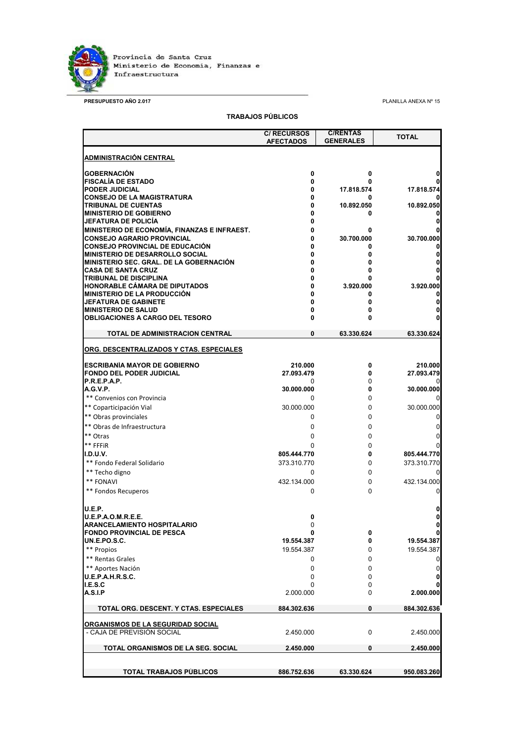Provincia de Santa Cruz
Ministerio de Economía, Finanzas e Infraestructura

**PRESUPUESTO AÑO 2.017**

PLANILLA ANEXA Nº 15

**TRABAJOS PÚBLICOS**

| | C/ RECURSOS AFECTADOS | C/RENTAS GENERALES | TOTAL |
|---|---|---|---|
| **ADMINISTRACIÓN CENTRAL** | | | |
| **GOBERNACIÓN** | **0** | **0** | **0** |
| **FISCALÍA DE ESTADO** | **0** | **0** | **0** |
| **PODER JUDICIAL** | **0** | **17.818.574** | **17.818.574** |
| **CONSEJO DE LA MAGISTRATURA** | **0** | **0** | **0** |
| **TRIBUNAL DE CUENTAS** | **0** | **10.892.050** | **10.892.050** |
| **MINISTERIO DE GOBIERNO** | **0** | **0** | **0** |
| **JEFATURA DE POLICÍA** | **0** | | **0** |
| **MINISTERIO DE ECONOMÍA, FINANZAS E INFRAEST.** | **0** | **0** | **0** |
| **CONSEJO AGRARIO PROVINCIAL** | **0** | **30.700.000** | **30.700.000** |
| **CONSEJO PROVINCIAL DE EDUCACIÓN** | **0** | **0** | **0** |
| **MINISTERIO DE DESARROLLO SOCIAL** | **0** | **0** | **0** |
| **MINISTERIO SEC. GRAL. DE LA GOBERNACIÓN** | **0** | **0** | **0** |
| **CASA DE SANTA CRUZ** | **0** | **0** | **0** |
| **TRIBUNAL DE DISCIPLINA** | **0** | **0** | **0** |
| **HONORABLE CÁMARA DE DIPUTADOS** | **0** | **3.920.000** | **3.920.000** |
| **MINISTERIO DE LA PRODUCCIÓN** | **0** | **0** | **0** |
| **JEFATURA DE GABINETE** | **0** | **0** | **0** |
| **MINISTERIO DE SALUD** | **0** | **0** | **0** |
| **OBLIGACIONES A CARGO DEL TESORO** | **0** | **0** | **0** |
| **TOTAL DE ADMINISTRACION CENTRAL** | **0** | **63.330.624** | **63.330.624** |
| **ORG. DESCENTRALIZADOS Y CTAS. ESPECIALES** | | | |
| **ESCRIBANÍA MAYOR DE GOBIERNO** | **210.000** | **0** | **210.000** |
| **FONDO DEL PODER JUDICIAL** | **27.093.479** | **0** | **27.093.479** |
| **P.R.E.P.A.P.** | 0 | 0 | 0 |
| **A.G.V.P.** | **30.000.000** | **0** | **30.000.000** |
| ** Convenios con Provincia | 0 | 0 | 0 |
| ** Coparticipación Vial | 30.000.000 | 0 | 30.000.000 |
| ** Obras provinciales | 0 | 0 | 0 |
| ** Obras de Infraestructura | 0 | 0 | 0 |
| ** Otras | 0 | 0 | 0 |
| ** FFFIR | 0 | 0 | 0 |
| **I.D.U.V.** | **805.444.770** | **0** | **805.444.770** |
| ** Fondo Federal Solidario | 373.310.770 | 0 | 373.310.770 |
| ** Techo digno | 0 | 0 | 0 |
| ** FONAVI | 432.134.000 | 0 | 432.134.000 |
| ** Fondos Recuperos | 0 | 0 | 0 |
| **U.E.P.** | | | **0** |
| **U.E.P.A.O.M.R.E.E.** | **0** | | **0** |
| **ARANCELAMIENTO HOSPITALARIO** | 0 | | **0** |
| **FONDO PROVINCIAL DE PESCA** | **0** | **0** | **0** |
| **UN.E.PO.S.C.** | **19.554.387** | **0** | **19.554.387** |
| ** Propios | 19.554.387 | 0 | 19.554.387 |
| ** Rentas Grales | 0 | 0 | 0 |
| ** Aportes Nación | 0 | 0 | 0 |
| **U.E.P.A.H.R.S.C.** | 0 | 0 | **0** |
| **I.E.S.C** | 0 | 0 | **0** |
| **A.S.I.P** | 2.000.000 | 0 | **2.000.000** |
| **TOTAL ORG. DESCENT. Y CTAS. ESPECIALES** | **884.302.636** | **0** | **884.302.636** |
| **ORGANISMOS DE LA SEGURIDAD SOCIAL** | | | |
| - CAJA DE PREVISIÓN SOCIAL | 2.450.000 | 0 | 2.450.000 |
| **TOTAL ORGANISMOS DE LA SEG. SOCIAL** | **2.450.000** | **0** | **2.450.000** |
| **TOTAL TRABAJOS PÚBLICOS** | **886.752.636** | **63.330.624** | **950.083.260** |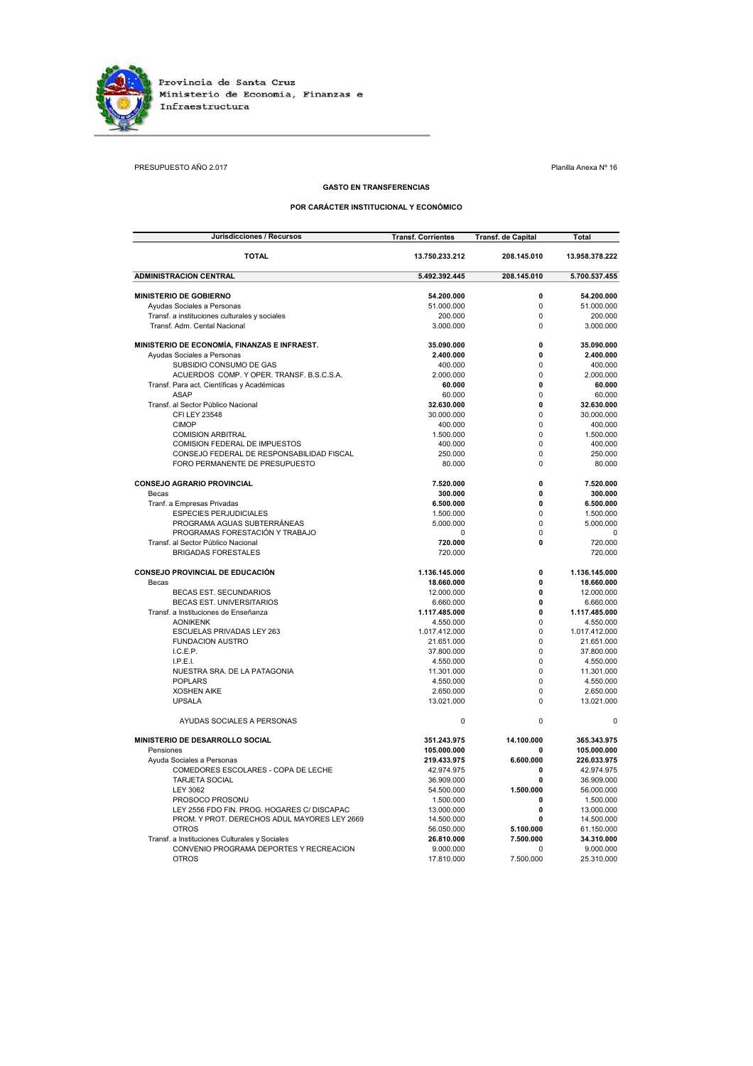Provincia de Santa Cruz
Ministerio de Economía, Finanzas e Infraestructura

PRESUPUESTO AÑO 2.017

Planilla Anexa Nº 16

### GASTO EN TRANSFERENCIAS

### POR CARÁCTER INSTITUCIONAL Y ECONÓMICO

| Jurisdicciones / Recursos | Transf. Corrientes | Transf. de Capital | Total |
|---|---|---|---|
| **TOTAL** | **13.750.233.212** | **208.145.010** | **13.958.378.222** |
| **ADMINISTRACION CENTRAL** | **5.492.392.445** | **208.145.010** | **5.700.537.455** |
| **MINISTERIO DE GOBIERNO** | **54.200.000** | **0** | **54.200.000** |
| Ayudas Sociales a Personas | 51.000.000 | 0 | 51.000.000 |
| Transf. a instituciones culturales y sociales | 200.000 | 0 | 200.000 |
| Transf. Adm. Cental Nacional | 3.000.000 | 0 | 3.000.000 |
| **MINISTERIO DE ECONOMÍA, FINANZAS E INFRAEST.** | **35.090.000** | **0** | **35.090.000** |
| Ayudas Sociales a Personas | **2.400.000** | **0** | **2.400.000** |
| SUBSIDIO CONSUMO DE GAS | 400.000 | 0 | 400.000 |
| ACUERDOS COMP. Y OPER. TRANSF. B.S.C.S.A. | 2.000.000 | 0 | 2.000.000 |
| Transf. Para act. Científicas y Académicas | **60.000** | **0** | **60.000** |
| ASAP | 60.000 | 0 | 60.000 |
| Transf. al Sector Público Nacional | **32.630.000** | **0** | **32.630.000** |
| CFI LEY 23548 | 30.000.000 | 0 | 30.000.000 |
| CIMOP | 400.000 | 0 | 400.000 |
| COMISION ARBITRAL | 1.500.000 | 0 | 1.500.000 |
| COMISION FEDERAL DE IMPUESTOS | 400.000 | 0 | 400.000 |
| CONSEJO FEDERAL DE RESPONSABILIDAD FISCAL | 250.000 | 0 | 250.000 |
| FORO PERMANENTE DE PRESUPUESTO | 80.000 | 0 | 80.000 |
| **CONSEJO AGRARIO PROVINCIAL** | **7.520.000** | **0** | **7.520.000** |
| Becas | **300.000** | **0** | **300.000** |
| Tranf. a Empresas Privadas | **6.500.000** | **0** | **6.500.000** |
| ESPECIES PERJUDICIALES | 1.500.000 | 0 | 1.500.000 |
| PROGRAMA AGUAS SUBTERRÁNEAS | 5.000.000 | 0 | 5.000.000 |
| PROGRAMAS FORESTACIÓN Y TRABAJO | 0 | 0 | 0 |
| Transf. al Sector Público Nacional | **720.000** | **0** | 720.000 |
| BRIGADAS FORESTALES | 720.000 | | 720.000 |
| **CONSEJO PROVINCIAL DE EDUCACIÓN** | **1.136.145.000** | **0** | **1.136.145.000** |
| Becas | **18.660.000** | **0** | **18.660.000** |
| BECAS EST. SECUNDARIOS | 12.000.000 | **0** | 12.000.000 |
| BECAS EST. UNIVERSITARIOS | 6.660.000 | **0** | 6.660.000 |
| Transf. a Instituciones de Enseñanza | **1.117.485.000** | **0** | **1.117.485.000** |
| AONIKENK | 4.550.000 | 0 | 4.550.000 |
| ESCUELAS PRIVADAS LEY 263 | 1.017.412.000 | 0 | 1.017.412.000 |
| FUNDACION AUSTRO | 21.651.000 | 0 | 21.651.000 |
| I.C.E.P. | 37.800.000 | 0 | 37.800.000 |
| I.P.E.I. | 4.550.000 | 0 | 4.550.000 |
| NUESTRA SRA. DE LA PATAGONIA | 11.301.000 | 0 | 11.301.000 |
| POPLARS | 4.550.000 | 0 | 4.550.000 |
| XOSHEN AIKE | 2.650.000 | 0 | 2.650.000 |
| UPSALA | 13.021.000 | 0 | 13.021.000 |
| AYUDAS SOCIALES A PERSONAS | 0 | 0 | 0 |
| **MINISTERIO DE DESARROLLO SOCIAL** | **351.243.975** | **14.100.000** | **365.343.975** |
| Pensiones | **105.000.000** | **0** | **105.000.000** |
| Ayuda Sociales a Personas | **219.433.975** | **6.600.000** | **226.033.975** |
| COMEDORES ESCOLARES - COPA DE LECHE | 42.974.975 | **0** | 42.974.975 |
| TARJETA SOCIAL | 36.909.000 | **0** | 36.909.000 |
| LEY 3062 | 54.500.000 | **1.500.000** | 56.000.000 |
| PROSOCO PROSONU | 1.500.000 | **0** | 1.500.000 |
| LEY 2556 FDO FIN. PROG. HOGARES C/ DISCAPAC | 13.000.000 | **0** | 13.000.000 |
| PROM. Y PROT. DERECHOS ADUL MAYORES LEY 2669 | 14.500.000 | **0** | 14.500.000 |
| OTROS | 56.050.000 | **5.100.000** | 61.150.000 |
| Transf. a Instituciones Culturales y Sociales | **26.810.000** | **7.500.000** | **34.310.000** |
| CONVENIO PROGRAMA DEPORTES Y RECREACION | 9.000.000 | 0 | 9.000.000 |
| OTROS | 17.810.000 | 7.500.000 | 25.310.000 |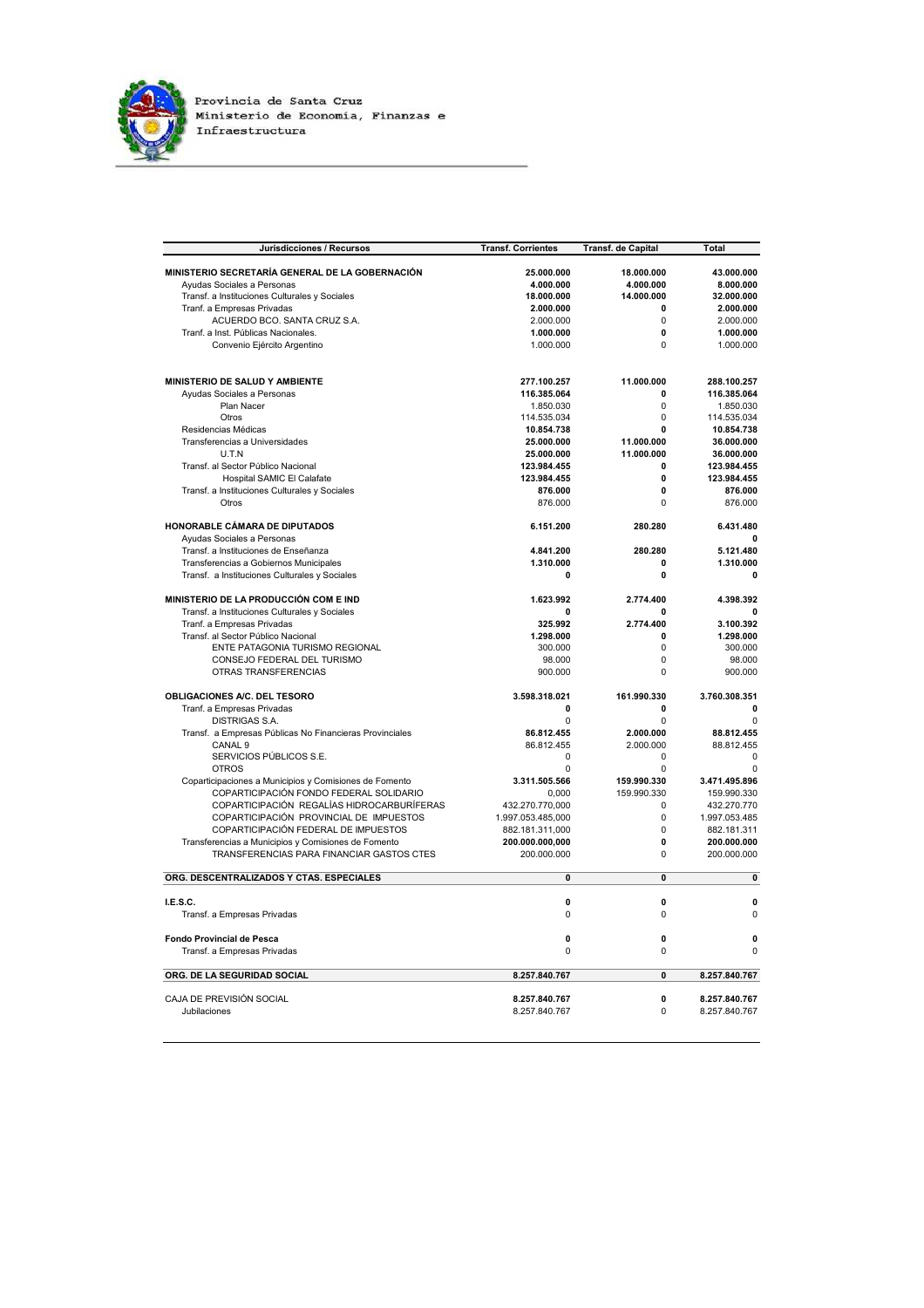Provincia de Santa Cruz
Ministerio de Economía, Finanzas e Infraestructura

| Jurisdicciones / Recursos | Transf. Corrientes | Transf. de Capital | Total |
|---|---|---|---|
| **MINISTERIO SECRETARÍA GENERAL DE LA GOBERNACIÓN** | **25.000.000** | **18.000.000** | **43.000.000** |
| Ayudas Sociales a Personas | **4.000.000** | **4.000.000** | **8.000.000** |
| Transf. a Instituciones Culturales y Sociales | **18.000.000** | **14.000.000** | **32.000.000** |
| Tranf. a Empresas Privadas | **2.000.000** | **0** | **2.000.000** |
| ACUERDO BCO. SANTA CRUZ S.A. | 2.000.000 | 0 | 2.000.000 |
| Tranf. a Inst. Públicas Nacionales. | **1.000.000** | **0** | **1.000.000** |
| Convenio Ejército Argentino | 1.000.000 | 0 | 1.000.000 |
| **MINISTERIO DE SALUD Y AMBIENTE** | **277.100.257** | **11.000.000** | **288.100.257** |
| Ayudas Sociales a Personas | **116.385.064** | **0** | **116.385.064** |
| Plan Nacer | 1.850.030 | 0 | 1.850.030 |
| Otros | 114.535.034 | 0 | 114.535.034 |
| Residencias Médicas | **10.854.738** | **0** | **10.854.738** |
| Transferencias a Universidades | **25.000.000** | **11.000.000** | **36.000.000** |
| U.T.N | **25.000.000** | **11.000.000** | **36.000.000** |
| Transf. al Sector Público Nacional | **123.984.455** | **0** | **123.984.455** |
| Hospital SAMIC El Calafate | **123.984.455** | **0** | **123.984.455** |
| Transf. a Instituciones Culturales y Sociales | **876.000** | **0** | **876.000** |
| Otros | 876.000 | 0 | 876.000 |
| **HONORABLE CÁMARA DE DIPUTADOS** | **6.151.200** | **280.280** | **6.431.480** |
| Ayudas Sociales a Personas | | | **0** |
| Transf. a Instituciones de Enseñanza | **4.841.200** | **280.280** | **5.121.480** |
| Transferencias a Gobiernos Municipales | **1.310.000** | **0** | **1.310.000** |
| Transf. a Instituciones Culturales y Sociales | **0** | **0** | **0** |
| **MINISTERIO DE LA PRODUCCIÓN COM E IND** | **1.623.992** | **2.774.400** | **4.398.392** |
| Transf. a Instituciones Culturales y Sociales | **0** | **0** | **0** |
| Tranf. a Empresas Privadas | **325.992** | **2.774.400** | **3.100.392** |
| Transf. al Sector Público Nacional | **1.298.000** | **0** | **1.298.000** |
| ENTE PATAGONIA TURISMO REGIONAL | 300.000 | 0 | 300.000 |
| CONSEJO FEDERAL DEL TURISMO | 98.000 | 0 | 98.000 |
| OTRAS TRANSFERENCIAS | 900.000 | 0 | 900.000 |
| **OBLIGACIONES A/C. DEL TESORO** | **3.598.318.021** | **161.990.330** | **3.760.308.351** |
| Tranf. a Empresas Privadas | **0** | **0** | **0** |
| DISTRIGAS S.A. | 0 | 0 | 0 |
| Transf. a Empresas Públicas No Financieras Provinciales | **86.812.455** | **2.000.000** | **88.812.455** |
| CANAL 9 | 86.812.455 | 2.000.000 | 88.812.455 |
| SERVICIOS PÚBLICOS S.E. | 0 | 0 | 0 |
| OTROS | 0 | 0 | 0 |
| Coparticipaciones a Municipios y Comisiones de Fomento | **3.311.505.566** | **159.990.330** | **3.471.495.896** |
| COPARTICIPACIÓN FONDO FEDERAL SOLIDARIO | 0,000 | 159.990.330 | 159.990.330 |
| COPARTICIPACIÓN REGALÍAS HIDROCARBURÍFERAS | 432.270.770,000 | 0 | 432.270.770 |
| COPARTICIPACIÓN PROVINCIAL DE IMPUESTOS | 1.997.053.485,000 | 0 | 1.997.053.485 |
| COPARTICIPACIÓN FEDERAL DE IMPUESTOS | 882.181.311,000 | 0 | 882.181.311 |
| Transferencias a Municipios y Comisiones de Fomento | **200.000.000,000** | **0** | **200.000.000** |
| TRANSFERENCIAS PARA FINANCIAR GASTOS CTES | 200.000.000 | 0 | 200.000.000 |
| **ORG. DESCENTRALIZADOS Y CTAS. ESPECIALES** | **0** | **0** | **0** |
| **I.E.S.C.** | **0** | **0** | **0** |
| Transf. a Empresas Privadas | 0 | 0 | 0 |
| **Fondo Provincial de Pesca** | **0** | **0** | **0** |
| Transf. a Empresas Privadas | 0 | 0 | 0 |
| **ORG. DE LA SEGURIDAD SOCIAL** | **8.257.840.767** | **0** | **8.257.840.767** |
| CAJA DE PREVISIÓN SOCIAL | **8.257.840.767** | **0** | **8.257.840.767** |
| Jubilaciones | 8.257.840.767 | 0 | 8.257.840.767 |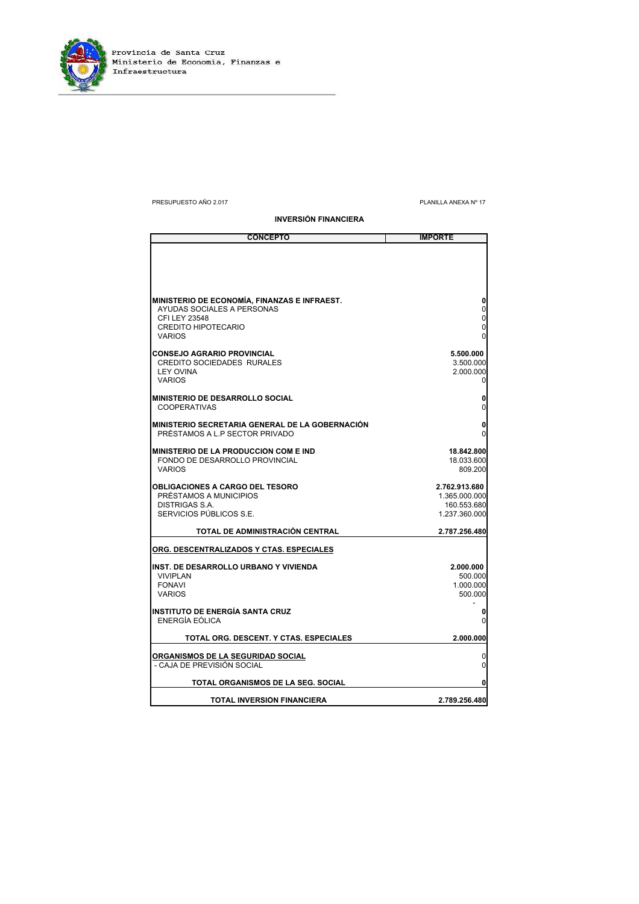Provincia de Santa Cruz
Ministerio de Economía, Finanzas e Infraestructura

PRESUPUESTO AÑO 2.017

PLANILLA ANEXA Nº 17

## INVERSIÓN FINANCIERA

| CONCEPTO | IMPORTE |
|---|---|
| **MINISTERIO DE ECONOMÍA, FINANZAS E INFRAEST.** | **0** |
| AYUDAS SOCIALES A PERSONAS | 0 |
| CFI LEY 23548 | 0 |
| CREDITO HIPOTECARIO | 0 |
| VARIOS | 0 |
| **CONSEJO AGRARIO PROVINCIAL** | **5.500.000** |
| CREDITO SOCIEDADES RURALES | 3.500.000 |
| LEY OVINA | 2.000.000 |
| VARIOS | 0 |
| **MINISTERIO DE DESARROLLO SOCIAL** | **0** |
| COOPERATIVAS | 0 |
| **MINISTERIO SECRETARIA GENERAL DE LA GOBERNACIÓN** | **0** |
| PRÉSTAMOS A L.P SECTOR PRIVADO | 0 |
| **MINISTERIO DE LA PRODUCCION COM E IND** | **18.842.800** |
| FONDO DE DESARROLLO PROVINCIAL | 18.033.600 |
| VARIOS | 809.200 |
| **OBLIGACIONES A CARGO DEL TESORO** | **2.762.913.680** |
| PRÉSTAMOS A MUNICIPIOS | 1.365.000.000 |
| DISTRIGAS S.A. | 160.553.680 |
| SERVICIOS PÚBLICOS S.E. | 1.237.360.000 |
| **TOTAL DE ADMINISTRACIÓN CENTRAL** | **2.787.256.480** |
| **ORG. DESCENTRALIZADOS Y CTAS. ESPECIALES** | |
| **INST. DE DESARROLLO URBANO Y VIVIENDA** | **2.000.000** |
| VIVIPLAN | 500.000 |
| FONAVI | 1.000.000 |
| VARIOS | 500.000 |
| | - |
| **INSTITUTO DE ENERGÍA SANTA CRUZ** | **0** |
| ENERGÍA EÓLICA | 0 |
| **TOTAL ORG. DESCENT. Y CTAS. ESPECIALES** | **2.000.000** |
| **ORGANISMOS DE LA SEGURIDAD SOCIAL** | 0 |
| - CAJA DE PREVISIÓN SOCIAL | 0 |
| **TOTAL ORGANISMOS DE LA SEG. SOCIAL** | **0** |
| **TOTAL INVERSION FINANCIERA** | **2.789.256.480** |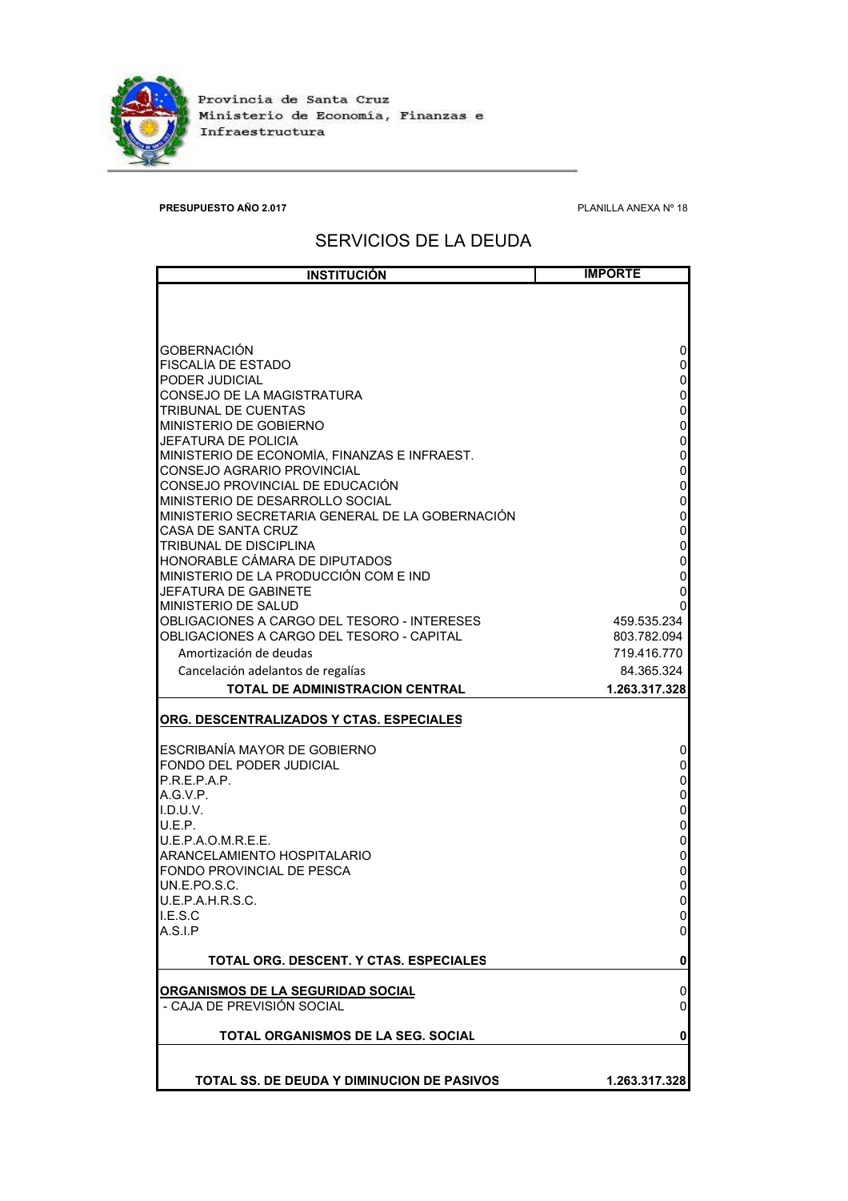Provincia de Santa Cruz
Ministerio de Economía, Finanzas e Infraestructura

**PRESUPUESTO AÑO 2.017**

PLANILLA ANEXA Nº 18

# SERVICIOS DE LA DEUDA

| INSTITUCIÓN | IMPORTE |
|---|---|
| GOBERNACIÓN | 0 |
| FISCALÍA DE ESTADO | 0 |
| PODER JUDICIAL | 0 |
| CONSEJO DE LA MAGISTRATURA | 0 |
| TRIBUNAL DE CUENTAS | 0 |
| MINISTERIO DE GOBIERNO | 0 |
| JEFATURA DE POLICIA | 0 |
| MINISTERIO DE ECONOMÍA, FINANZAS E INFRAEST. | 0 |
| CONSEJO AGRARIO PROVINCIAL | 0 |
| CONSEJO PROVINCIAL DE EDUCACIÓN | 0 |
| MINISTERIO DE DESARROLLO SOCIAL | 0 |
| MINISTERIO SECRETARIA GENERAL DE LA GOBERNACIÓN | 0 |
| CASA DE SANTA CRUZ | 0 |
| TRIBUNAL DE DISCIPLINA | 0 |
| HONORABLE CÁMARA DE DIPUTADOS | 0 |
| MINISTERIO DE LA PRODUCCIÓN COM E IND | 0 |
| JEFATURA DE GABINETE | 0 |
| MINISTERIO DE SALUD | 0 |
| OBLIGACIONES A CARGO DEL TESORO - INTERESES | 459.535.234 |
| OBLIGACIONES A CARGO DEL TESORO - CAPITAL | 803.782.094 |
| Amortización de deudas | 719.416.770 |
| Cancelación adelantos de regalías | 84.365.324 |
| **TOTAL DE ADMINISTRACION CENTRAL** | **1.263.317.328** |
| **ORG. DESCENTRALIZADOS Y CTAS. ESPECIALES** | |
| ESCRIBANÍA MAYOR DE GOBIERNO | 0 |
| FONDO DEL PODER JUDICIAL | 0 |
| P.R.E.P.A.P. | 0 |
| A.G.V.P. | 0 |
| I.D.U.V. | 0 |
| U.E.P. | 0 |
| U.E.P.A.O.M.R.E.E. | 0 |
| ARANCELAMIENTO HOSPITALARIO | 0 |
| FONDO PROVINCIAL DE PESCA | 0 |
| UN.E.PO.S.C. | 0 |
| U.E.P.A.H.R.S.C. | 0 |
| I.E.S.C | 0 |
| A.S.I.P | 0 |
| **TOTAL ORG. DESCENT. Y CTAS. ESPECIALES** | **0** |
| **ORGANISMOS DE LA SEGURIDAD SOCIAL** | 0 |
| - CAJA DE PREVISIÓN SOCIAL | 0 |
| **TOTAL ORGANISMOS DE LA SEG. SOCIAL** | **0** |
| **TOTAL SS. DE DEUDA Y DIMINUCION DE PASIVOS** | **1.263.317.328** |